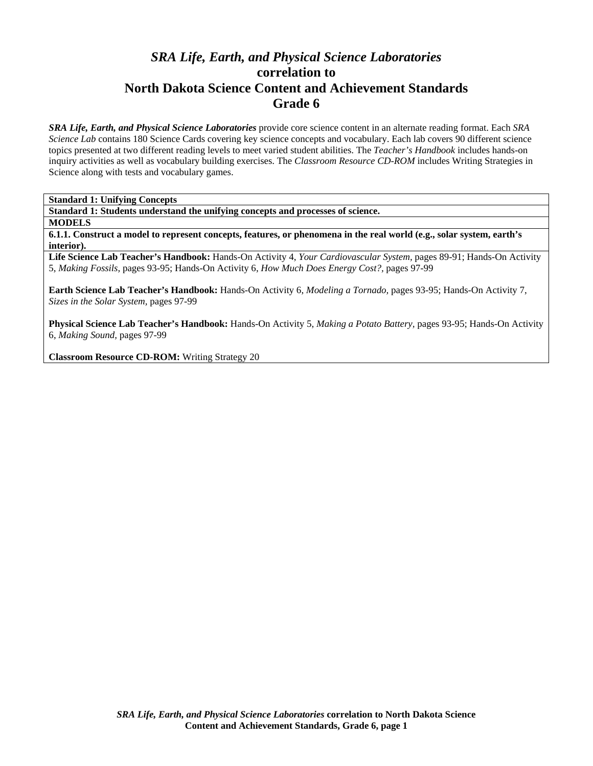# *SRA Life, Earth, and Physical Science Laboratories*
## correlation to
## North Dakota Science Content and Achievement Standards
## Grade 6

***SRA Life, Earth, and Physical Science Laboratories*** provide core science content in an alternate reading format. Each *SRA Science Lab* contains 180 Science Cards covering key science concepts and vocabulary. Each lab covers 90 different science topics presented at two different reading levels to meet varied student abilities. The *Teacher's Handbook* includes hands-on inquiry activities as well as vocabulary building exercises. The *Classroom Resource CD-ROM* includes Writing Strategies in Science along with tests and vocabulary games.

| **Standard 1: Unifying Concepts** |
|---|
| **Standard 1: Students understand the unifying concepts and processes of science.** |
| **MODELS** |
| **6.1.1. Construct a model to represent concepts, features, or phenomena in the real world (e.g., solar system, earth's interior).** |
| **Life Science Lab Teacher's Handbook:** Hands-On Activity 4, *Your Cardiovascular System,* pages 89-91; Hands-On Activity 5, *Making Fossils,* pages 93-95; Hands-On Activity 6, *How Much Does Energy Cost?,* pages 97-99<br><br>**Earth Science Lab Teacher's Handbook:** Hands-On Activity 6, *Modeling a Tornado,* pages 93-95; Hands-On Activity 7, *Sizes in the Solar System,* pages 97-99<br><br>**Physical Science Lab Teacher's Handbook:** Hands-On Activity 5, *Making a Potato Battery,* pages 93-95; Hands-On Activity 6, *Making Sound,* pages 97-99<br><br>**Classroom Resource CD-ROM:** Writing Strategy 20 |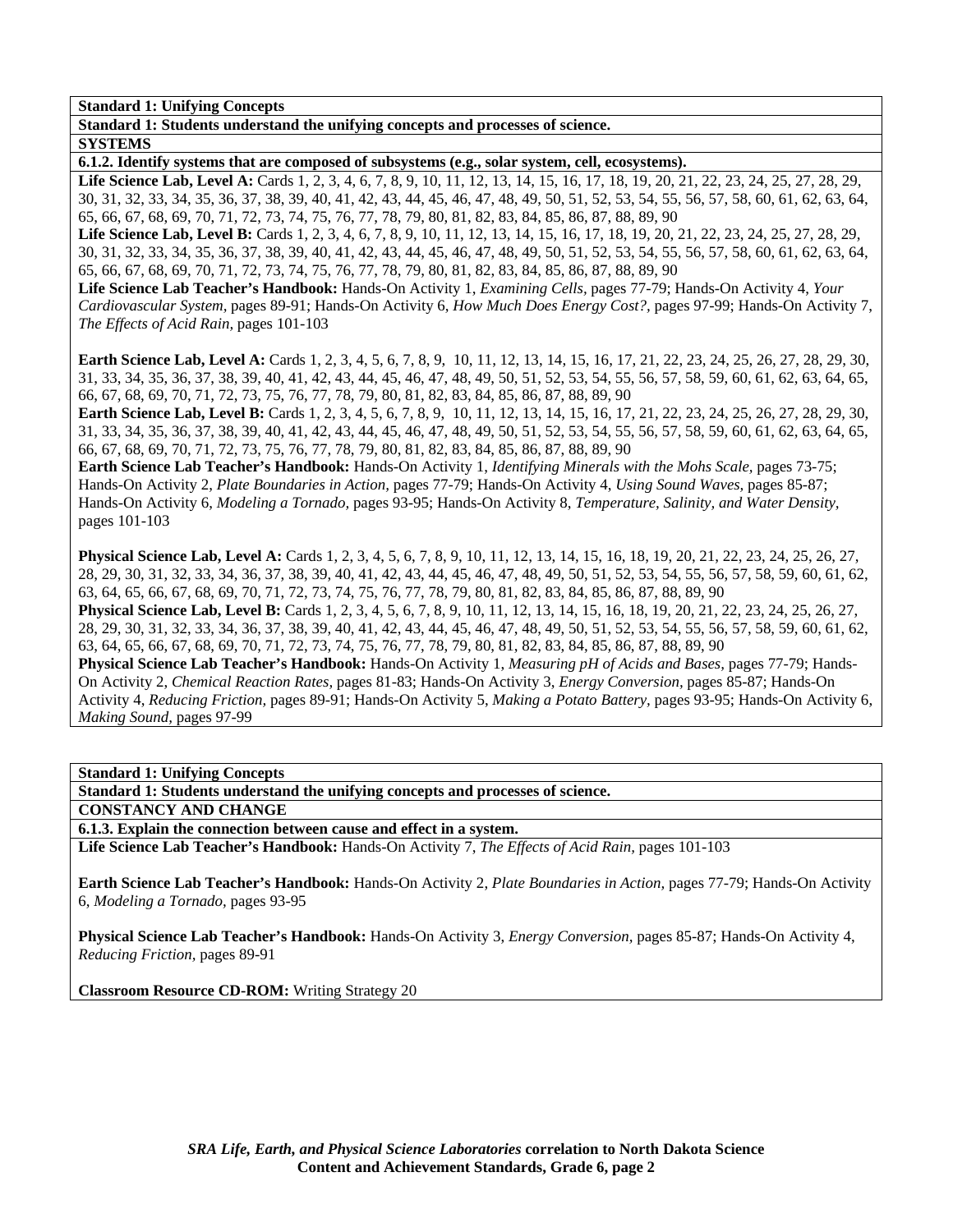**Standard 1: Unifying Concepts**

**Standard 1: Students understand the unifying concepts and processes of science.**

**SYSTEMS**

**6.1.2. Identify systems that are composed of subsystems (e.g., solar system, cell, ecosystems).**

**Life Science Lab, Level A:** Cards 1, 2, 3, 4, 6, 7, 8, 9, 10, 11, 12, 13, 14, 15, 16, 17, 18, 19, 20, 21, 22, 23, 24, 25, 27, 28, 29, 30, 31, 32, 33, 34, 35, 36, 37, 38, 39, 40, 41, 42, 43, 44, 45, 46, 47, 48, 49, 50, 51, 52, 53, 54, 55, 56, 57, 58, 60, 61, 62, 63, 64, 65, 66, 67, 68, 69, 70, 71, 72, 73, 74, 75, 76, 77, 78, 79, 80, 81, 82, 83, 84, 85, 86, 87, 88, 89, 90

**Life Science Lab, Level B:** Cards 1, 2, 3, 4, 6, 7, 8, 9, 10, 11, 12, 13, 14, 15, 16, 17, 18, 19, 20, 21, 22, 23, 24, 25, 27, 28, 29, 30, 31, 32, 33, 34, 35, 36, 37, 38, 39, 40, 41, 42, 43, 44, 45, 46, 47, 48, 49, 50, 51, 52, 53, 54, 55, 56, 57, 58, 60, 61, 62, 63, 64, 65, 66, 67, 68, 69, 70, 71, 72, 73, 74, 75, 76, 77, 78, 79, 80, 81, 82, 83, 84, 85, 86, 87, 88, 89, 90

**Life Science Lab Teacher's Handbook:** Hands-On Activity 1, *Examining Cells,* pages 77-79; Hands-On Activity 4, *Your Cardiovascular System,* pages 89-91; Hands-On Activity 6, *How Much Does Energy Cost?,* pages 97-99; Hands-On Activity 7, *The Effects of Acid Rain,* pages 101-103

**Earth Science Lab, Level A:** Cards 1, 2, 3, 4, 5, 6, 7, 8, 9, 10, 11, 12, 13, 14, 15, 16, 17, 21, 22, 23, 24, 25, 26, 27, 28, 29, 30, 31, 33, 34, 35, 36, 37, 38, 39, 40, 41, 42, 43, 44, 45, 46, 47, 48, 49, 50, 51, 52, 53, 54, 55, 56, 57, 58, 59, 60, 61, 62, 63, 64, 65, 66, 67, 68, 69, 70, 71, 72, 73, 75, 76, 77, 78, 79, 80, 81, 82, 83, 84, 85, 86, 87, 88, 89, 90

**Earth Science Lab, Level B:** Cards 1, 2, 3, 4, 5, 6, 7, 8, 9, 10, 11, 12, 13, 14, 15, 16, 17, 21, 22, 23, 24, 25, 26, 27, 28, 29, 30, 31, 33, 34, 35, 36, 37, 38, 39, 40, 41, 42, 43, 44, 45, 46, 47, 48, 49, 50, 51, 52, 53, 54, 55, 56, 57, 58, 59, 60, 61, 62, 63, 64, 65, 66, 67, 68, 69, 70, 71, 72, 73, 75, 76, 77, 78, 79, 80, 81, 82, 83, 84, 85, 86, 87, 88, 89, 90

**Earth Science Lab Teacher's Handbook:** Hands-On Activity 1, *Identifying Minerals with the Mohs Scale,* pages 73-75; Hands-On Activity 2, *Plate Boundaries in Action,* pages 77-79; Hands-On Activity 4, *Using Sound Waves,* pages 85-87; Hands-On Activity 6, *Modeling a Tornado,* pages 93-95; Hands-On Activity 8, *Temperature, Salinity, and Water Density,* pages 101-103

**Physical Science Lab, Level A:** Cards 1, 2, 3, 4, 5, 6, 7, 8, 9, 10, 11, 12, 13, 14, 15, 16, 18, 19, 20, 21, 22, 23, 24, 25, 26, 27, 28, 29, 30, 31, 32, 33, 34, 36, 37, 38, 39, 40, 41, 42, 43, 44, 45, 46, 47, 48, 49, 50, 51, 52, 53, 54, 55, 56, 57, 58, 59, 60, 61, 62, 63, 64, 65, 66, 67, 68, 69, 70, 71, 72, 73, 74, 75, 76, 77, 78, 79, 80, 81, 82, 83, 84, 85, 86, 87, 88, 89, 90

**Physical Science Lab, Level B:** Cards 1, 2, 3, 4, 5, 6, 7, 8, 9, 10, 11, 12, 13, 14, 15, 16, 18, 19, 20, 21, 22, 23, 24, 25, 26, 27, 28, 29, 30, 31, 32, 33, 34, 36, 37, 38, 39, 40, 41, 42, 43, 44, 45, 46, 47, 48, 49, 50, 51, 52, 53, 54, 55, 56, 57, 58, 59, 60, 61, 62, 63, 64, 65, 66, 67, 68, 69, 70, 71, 72, 73, 74, 75, 76, 77, 78, 79, 80, 81, 82, 83, 84, 85, 86, 87, 88, 89, 90

**Physical Science Lab Teacher's Handbook:** Hands-On Activity 1, *Measuring pH of Acids and Bases,* pages 77-79; Hands-On Activity 2, *Chemical Reaction Rates,* pages 81-83; Hands-On Activity 3, *Energy Conversion,* pages 85-87; Hands-On Activity 4, *Reducing Friction,* pages 89-91; Hands-On Activity 5, *Making a Potato Battery,* pages 93-95; Hands-On Activity 6, *Making Sound,* pages 97-99

**Standard 1: Unifying Concepts**

**Standard 1: Students understand the unifying concepts and processes of science.**

**CONSTANCY AND CHANGE**

**6.1.3. Explain the connection between cause and effect in a system.**

**Life Science Lab Teacher's Handbook:** Hands-On Activity 7, *The Effects of Acid Rain,* pages 101-103

**Earth Science Lab Teacher's Handbook:** Hands-On Activity 2, *Plate Boundaries in Action,* pages 77-79; Hands-On Activity 6, *Modeling a Tornado,* pages 93-95

**Physical Science Lab Teacher's Handbook:** Hands-On Activity 3, *Energy Conversion,* pages 85-87; Hands-On Activity 4, *Reducing Friction,* pages 89-91

**Classroom Resource CD-ROM:** Writing Strategy 20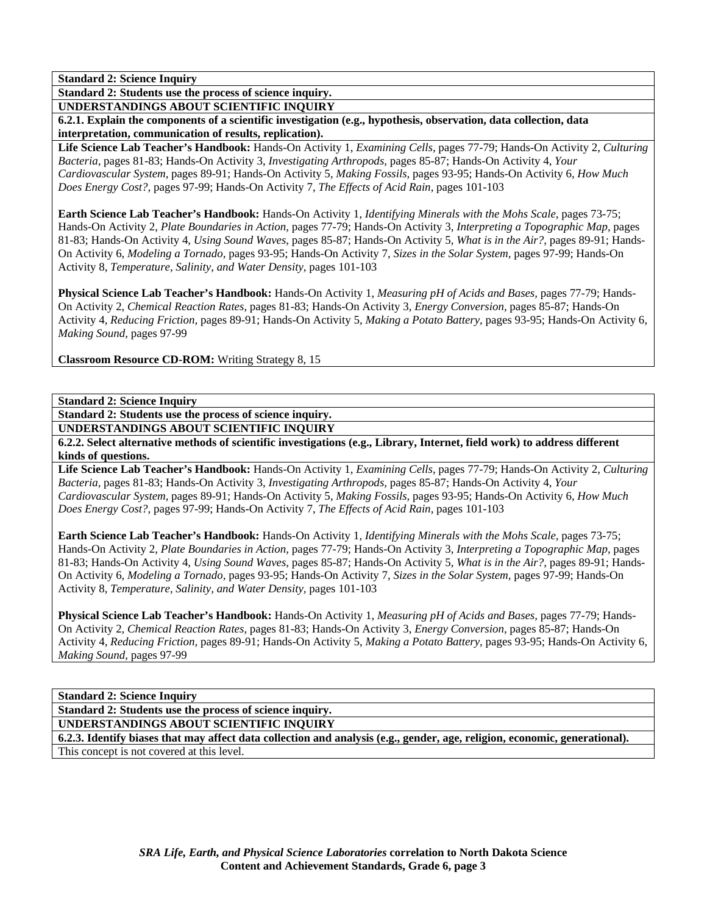**Standard 2: Science Inquiry**

**Standard 2: Students use the process of science inquiry.**

**UNDERSTANDINGS ABOUT SCIENTIFIC INQUIRY**

**6.2.1. Explain the components of a scientific investigation (e.g., hypothesis, observation, data collection, data interpretation, communication of results, replication).**

**Life Science Lab Teacher's Handbook:** Hands-On Activity 1, *Examining Cells,* pages 77-79; Hands-On Activity 2, *Culturing Bacteria,* pages 81-83; Hands-On Activity 3, *Investigating Arthropods,* pages 85-87; Hands-On Activity 4, *Your Cardiovascular System,* pages 89-91; Hands-On Activity 5, *Making Fossils,* pages 93-95; Hands-On Activity 6, *How Much Does Energy Cost?,* pages 97-99; Hands-On Activity 7, *The Effects of Acid Rain,* pages 101-103

**Earth Science Lab Teacher's Handbook:** Hands-On Activity 1, *Identifying Minerals with the Mohs Scale,* pages 73-75; Hands-On Activity 2, *Plate Boundaries in Action,* pages 77-79; Hands-On Activity 3, *Interpreting a Topographic Map,* pages 81-83; Hands-On Activity 4, *Using Sound Waves,* pages 85-87; Hands-On Activity 5, *What is in the Air?,* pages 89-91; Hands-On Activity 6, *Modeling a Tornado,* pages 93-95; Hands-On Activity 7, *Sizes in the Solar System,* pages 97-99; Hands-On Activity 8, *Temperature, Salinity, and Water Density,* pages 101-103

**Physical Science Lab Teacher's Handbook:** Hands-On Activity 1, *Measuring pH of Acids and Bases,* pages 77-79; Hands-On Activity 2, *Chemical Reaction Rates,* pages 81-83; Hands-On Activity 3, *Energy Conversion,* pages 85-87; Hands-On Activity 4, *Reducing Friction,* pages 89-91; Hands-On Activity 5, *Making a Potato Battery,* pages 93-95; Hands-On Activity 6, *Making Sound,* pages 97-99

**Classroom Resource CD-ROM:** Writing Strategy 8, 15

---

**Standard 2: Science Inquiry**

**Standard 2: Students use the process of science inquiry.**

**UNDERSTANDINGS ABOUT SCIENTIFIC INQUIRY**

**6.2.2. Select alternative methods of scientific investigations (e.g., Library, Internet, field work) to address different kinds of questions.**

**Life Science Lab Teacher's Handbook:** Hands-On Activity 1, *Examining Cells,* pages 77-79; Hands-On Activity 2, *Culturing Bacteria,* pages 81-83; Hands-On Activity 3, *Investigating Arthropods,* pages 85-87; Hands-On Activity 4, *Your Cardiovascular System,* pages 89-91; Hands-On Activity 5, *Making Fossils,* pages 93-95; Hands-On Activity 6, *How Much Does Energy Cost?,* pages 97-99; Hands-On Activity 7, *The Effects of Acid Rain,* pages 101-103

**Earth Science Lab Teacher's Handbook:** Hands-On Activity 1, *Identifying Minerals with the Mohs Scale,* pages 73-75; Hands-On Activity 2, *Plate Boundaries in Action,* pages 77-79; Hands-On Activity 3, *Interpreting a Topographic Map,* pages 81-83; Hands-On Activity 4, *Using Sound Waves,* pages 85-87; Hands-On Activity 5, *What is in the Air?,* pages 89-91; Hands-On Activity 6, *Modeling a Tornado,* pages 93-95; Hands-On Activity 7, *Sizes in the Solar System,* pages 97-99; Hands-On Activity 8, *Temperature, Salinity, and Water Density,* pages 101-103

**Physical Science Lab Teacher's Handbook:** Hands-On Activity 1, *Measuring pH of Acids and Bases,* pages 77-79; Hands-On Activity 2, *Chemical Reaction Rates,* pages 81-83; Hands-On Activity 3, *Energy Conversion,* pages 85-87; Hands-On Activity 4, *Reducing Friction,* pages 89-91; Hands-On Activity 5, *Making a Potato Battery,* pages 93-95; Hands-On Activity 6, *Making Sound,* pages 97-99

---

**Standard 2: Science Inquiry**

**Standard 2: Students use the process of science inquiry.**

**UNDERSTANDINGS ABOUT SCIENTIFIC INQUIRY**

**6.2.3. Identify biases that may affect data collection and analysis (e.g., gender, age, religion, economic, generational).**

This concept is not covered at this level.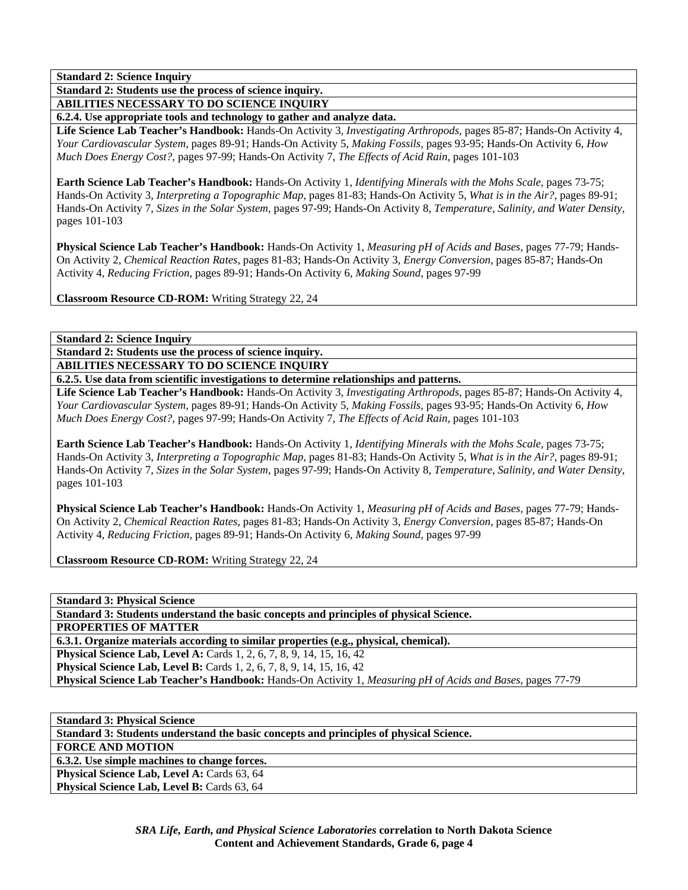**Standard 2: Science Inquiry**

**Standard 2: Students use the process of science inquiry.**

**ABILITIES NECESSARY TO DO SCIENCE INQUIRY**

**6.2.4. Use appropriate tools and technology to gather and analyze data.**

**Life Science Lab Teacher's Handbook:** Hands-On Activity 3, *Investigating Arthropods,* pages 85-87; Hands-On Activity 4, *Your Cardiovascular System,* pages 89-91; Hands-On Activity 5, *Making Fossils,* pages 93-95; Hands-On Activity 6, *How Much Does Energy Cost?,* pages 97-99; Hands-On Activity 7, *The Effects of Acid Rain,* pages 101-103

**Earth Science Lab Teacher's Handbook:** Hands-On Activity 1, *Identifying Minerals with the Mohs Scale,* pages 73-75; Hands-On Activity 3, *Interpreting a Topographic Map,* pages 81-83; Hands-On Activity 5, *What is in the Air?,* pages 89-91; Hands-On Activity 7, *Sizes in the Solar System,* pages 97-99; Hands-On Activity 8, *Temperature, Salinity, and Water Density,* pages 101-103

**Physical Science Lab Teacher's Handbook:** Hands-On Activity 1, *Measuring pH of Acids and Bases,* pages 77-79; Hands-On Activity 2, *Chemical Reaction Rates,* pages 81-83; Hands-On Activity 3, *Energy Conversion,* pages 85-87; Hands-On Activity 4, *Reducing Friction,* pages 89-91; Hands-On Activity 6, *Making Sound,* pages 97-99

**Classroom Resource CD-ROM:** Writing Strategy 22, 24

**Standard 2: Science Inquiry**

**Standard 2: Students use the process of science inquiry.**

**ABILITIES NECESSARY TO DO SCIENCE INQUIRY**

**6.2.5. Use data from scientific investigations to determine relationships and patterns.**

**Life Science Lab Teacher's Handbook:** Hands-On Activity 3, *Investigating Arthropods,* pages 85-87; Hands-On Activity 4, *Your Cardiovascular System,* pages 89-91; Hands-On Activity 5, *Making Fossils,* pages 93-95; Hands-On Activity 6, *How Much Does Energy Cost?,* pages 97-99; Hands-On Activity 7, *The Effects of Acid Rain,* pages 101-103

**Earth Science Lab Teacher's Handbook:** Hands-On Activity 1, *Identifying Minerals with the Mohs Scale,* pages 73-75; Hands-On Activity 3, *Interpreting a Topographic Map,* pages 81-83; Hands-On Activity 5, *What is in the Air?,* pages 89-91; Hands-On Activity 7, *Sizes in the Solar System,* pages 97-99; Hands-On Activity 8, *Temperature, Salinity, and Water Density,* pages 101-103

**Physical Science Lab Teacher's Handbook:** Hands-On Activity 1, *Measuring pH of Acids and Bases,* pages 77-79; Hands-On Activity 2, *Chemical Reaction Rates,* pages 81-83; Hands-On Activity 3, *Energy Conversion,* pages 85-87; Hands-On Activity 4, *Reducing Friction,* pages 89-91; Hands-On Activity 6, *Making Sound,* pages 97-99

**Classroom Resource CD-ROM:** Writing Strategy 22, 24

**Standard 3: Physical Science**

**Standard 3: Students understand the basic concepts and principles of physical Science.**

**PROPERTIES OF MATTER**

**6.3.1. Organize materials according to similar properties (e.g., physical, chemical).**

**Physical Science Lab, Level A:** Cards 1, 2, 6, 7, 8, 9, 14, 15, 16, 42
**Physical Science Lab, Level B:** Cards 1, 2, 6, 7, 8, 9, 14, 15, 16, 42
**Physical Science Lab Teacher's Handbook:** Hands-On Activity 1, *Measuring pH of Acids and Bases,* pages 77-79

**Standard 3: Physical Science**

**Standard 3: Students understand the basic concepts and principles of physical Science.**

**FORCE AND MOTION**

**6.3.2. Use simple machines to change forces.**

**Physical Science Lab, Level A:** Cards 63, 64
**Physical Science Lab, Level B:** Cards 63, 64

***SRA Life, Earth, and Physical Science Laboratories* correlation to North Dakota Science Content and Achievement Standards, Grade 6, page 4**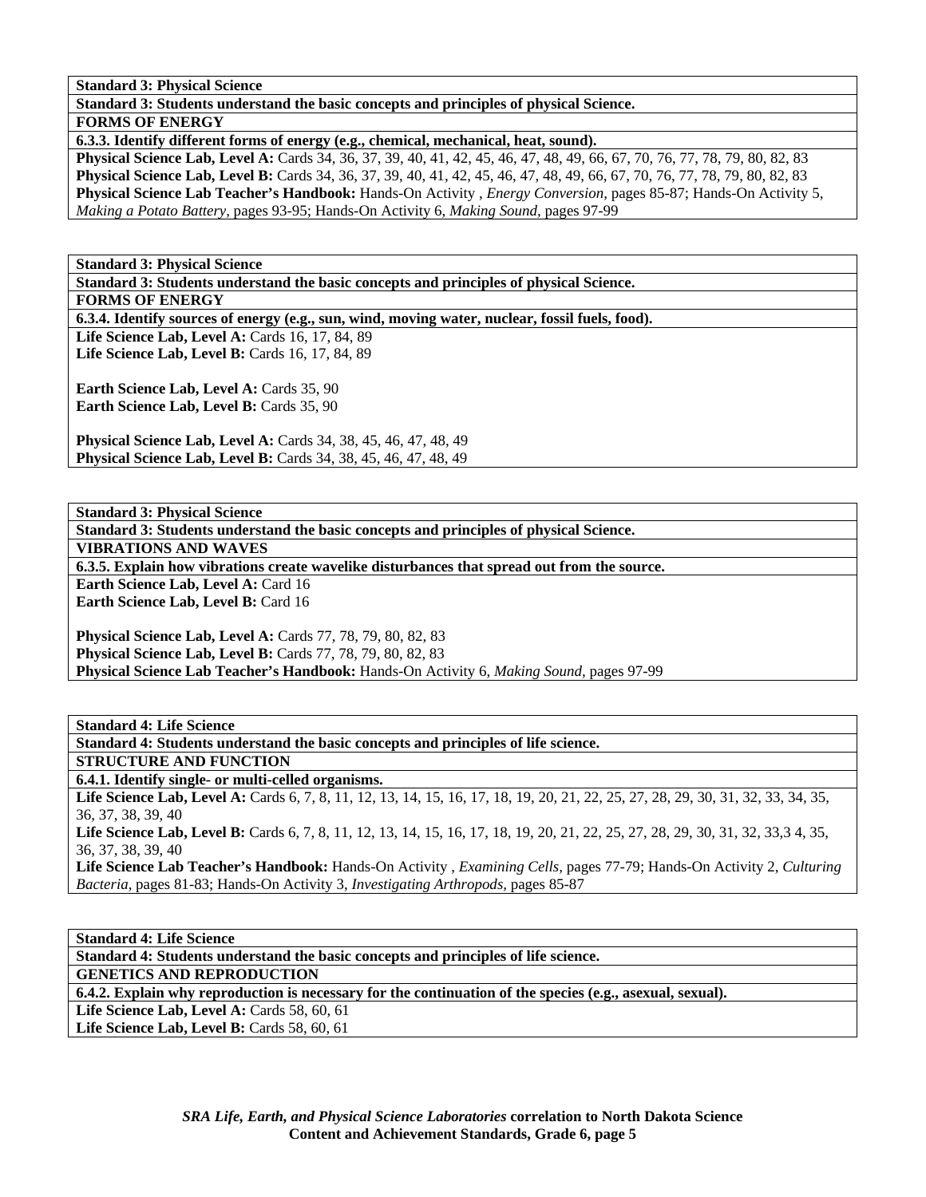**Standard 3: Physical Science**

**Standard 3: Students understand the basic concepts and principles of physical Science.**

**FORMS OF ENERGY**

**6.3.3. Identify different forms of energy (e.g., chemical, mechanical, heat, sound).**

**Physical Science Lab, Level A:** Cards 34, 36, 37, 39, 40, 41, 42, 45, 46, 47, 48, 49, 66, 67, 70, 76, 77, 78, 79, 80, 82, 83
**Physical Science Lab, Level B:** Cards 34, 36, 37, 39, 40, 41, 42, 45, 46, 47, 48, 49, 66, 67, 70, 76, 77, 78, 79, 80, 82, 83
**Physical Science Lab Teacher's Handbook:** Hands-On Activity , *Energy Conversion,* pages 85-87; Hands-On Activity 5, *Making a Potato Battery,* pages 93-95; Hands-On Activity 6, *Making Sound,* pages 97-99

**Standard 3: Physical Science**

**Standard 3: Students understand the basic concepts and principles of physical Science.**

**FORMS OF ENERGY**

**6.3.4. Identify sources of energy (e.g., sun, wind, moving water, nuclear, fossil fuels, food).**

**Life Science Lab, Level A:** Cards 16, 17, 84, 89
**Life Science Lab, Level B:** Cards 16, 17, 84, 89

**Earth Science Lab, Level A:** Cards 35, 90
**Earth Science Lab, Level B:** Cards 35, 90

**Physical Science Lab, Level A:** Cards 34, 38, 45, 46, 47, 48, 49
**Physical Science Lab, Level B:** Cards 34, 38, 45, 46, 47, 48, 49

**Standard 3: Physical Science**

**Standard 3: Students understand the basic concepts and principles of physical Science.**

**VIBRATIONS AND WAVES**

**6.3.5. Explain how vibrations create wavelike disturbances that spread out from the source.**

**Earth Science Lab, Level A:** Card 16
**Earth Science Lab, Level B:** Card 16

**Physical Science Lab, Level A:** Cards 77, 78, 79, 80, 82, 83
**Physical Science Lab, Level B:** Cards 77, 78, 79, 80, 82, 83
**Physical Science Lab Teacher's Handbook:** Hands-On Activity 6, *Making Sound,* pages 97-99

**Standard 4: Life Science**

**Standard 4: Students understand the basic concepts and principles of life science.**

**STRUCTURE AND FUNCTION**

**6.4.1. Identify single- or multi-celled organisms.**

**Life Science Lab, Level A:** Cards 6, 7, 8, 11, 12, 13, 14, 15, 16, 17, 18, 19, 20, 21, 22, 25, 27, 28, 29, 30, 31, 32, 33, 34, 35, 36, 37, 38, 39, 40
**Life Science Lab, Level B:** Cards 6, 7, 8, 11, 12, 13, 14, 15, 16, 17, 18, 19, 20, 21, 22, 25, 27, 28, 29, 30, 31, 32, 33,3 4, 35, 36, 37, 38, 39, 40
**Life Science Lab Teacher's Handbook:** Hands-On Activity , *Examining Cells,* pages 77-79; Hands-On Activity 2, *Culturing Bacteria,* pages 81-83; Hands-On Activity 3, *Investigating Arthropods,* pages 85-87

**Standard 4: Life Science**

**Standard 4: Students understand the basic concepts and principles of life science.**

**GENETICS AND REPRODUCTION**

**6.4.2. Explain why reproduction is necessary for the continuation of the species (e.g., asexual, sexual).**

**Life Science Lab, Level A:** Cards 58, 60, 61
**Life Science Lab, Level B:** Cards 58, 60, 61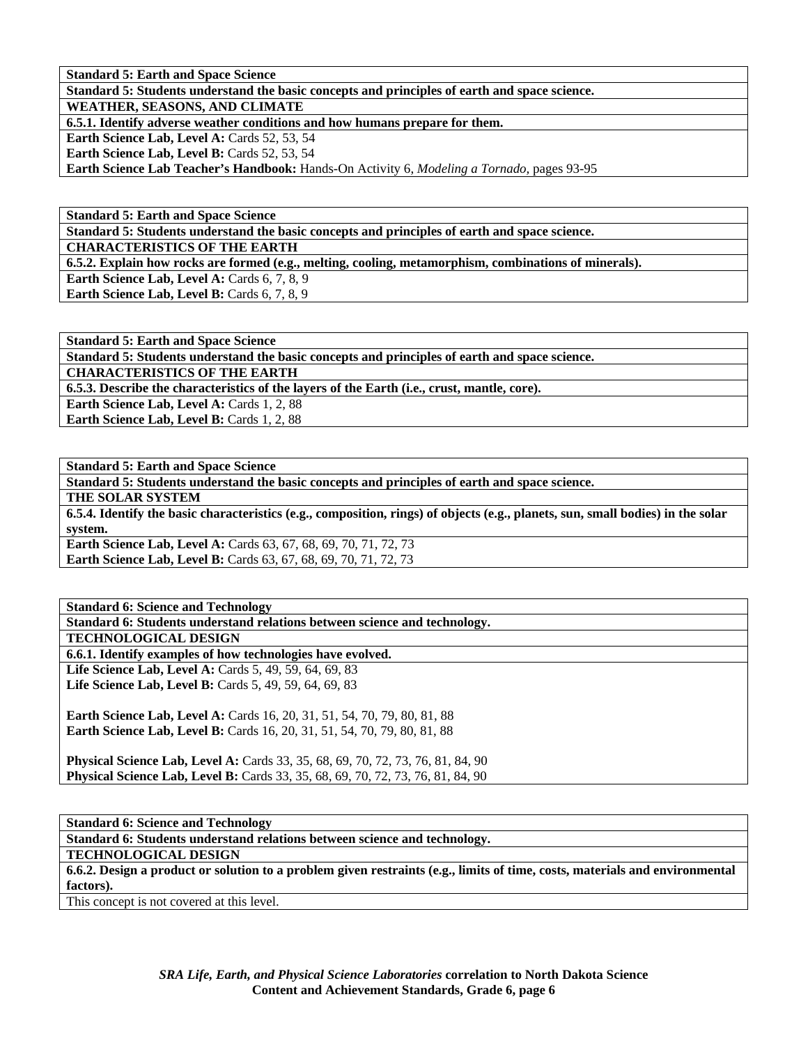**Standard 5: Earth and Space Science**

**Standard 5: Students understand the basic concepts and principles of earth and space science.**

**WEATHER, SEASONS, AND CLIMATE**

**6.5.1. Identify adverse weather conditions and how humans prepare for them.**

**Earth Science Lab, Level A:** Cards 52, 53, 54
**Earth Science Lab, Level B:** Cards 52, 53, 54
**Earth Science Lab Teacher's Handbook:** Hands-On Activity 6, *Modeling a Tornado,* pages 93-95

**Standard 5: Earth and Space Science**

**Standard 5: Students understand the basic concepts and principles of earth and space science.**

**CHARACTERISTICS OF THE EARTH**

**6.5.2. Explain how rocks are formed (e.g., melting, cooling, metamorphism, combinations of minerals).**

**Earth Science Lab, Level A:** Cards 6, 7, 8, 9
**Earth Science Lab, Level B:** Cards 6, 7, 8, 9

**Standard 5: Earth and Space Science**

**Standard 5: Students understand the basic concepts and principles of earth and space science.**

**CHARACTERISTICS OF THE EARTH**

**6.5.3. Describe the characteristics of the layers of the Earth (i.e., crust, mantle, core).**

**Earth Science Lab, Level A:** Cards 1, 2, 88
**Earth Science Lab, Level B:** Cards 1, 2, 88

**Standard 5: Earth and Space Science**

**Standard 5: Students understand the basic concepts and principles of earth and space science.**

**THE SOLAR SYSTEM**

**6.5.4. Identify the basic characteristics (e.g., composition, rings) of objects (e.g., planets, sun, small bodies) in the solar system.**

**Earth Science Lab, Level A:** Cards 63, 67, 68, 69, 70, 71, 72, 73
**Earth Science Lab, Level B:** Cards 63, 67, 68, 69, 70, 71, 72, 73

**Standard 6: Science and Technology**

**Standard 6: Students understand relations between science and technology.**

**TECHNOLOGICAL DESIGN**

**6.6.1. Identify examples of how technologies have evolved.**

**Life Science Lab, Level A:** Cards 5, 49, 59, 64, 69, 83
**Life Science Lab, Level B:** Cards 5, 49, 59, 64, 69, 83

**Earth Science Lab, Level A:** Cards 16, 20, 31, 51, 54, 70, 79, 80, 81, 88
**Earth Science Lab, Level B:** Cards 16, 20, 31, 51, 54, 70, 79, 80, 81, 88

**Physical Science Lab, Level A:** Cards 33, 35, 68, 69, 70, 72, 73, 76, 81, 84, 90
**Physical Science Lab, Level B:** Cards 33, 35, 68, 69, 70, 72, 73, 76, 81, 84, 90

**Standard 6: Science and Technology**

**Standard 6: Students understand relations between science and technology.**

**TECHNOLOGICAL DESIGN**

**6.6.2. Design a product or solution to a problem given restraints (e.g., limits of time, costs, materials and environmental factors).**

This concept is not covered at this level.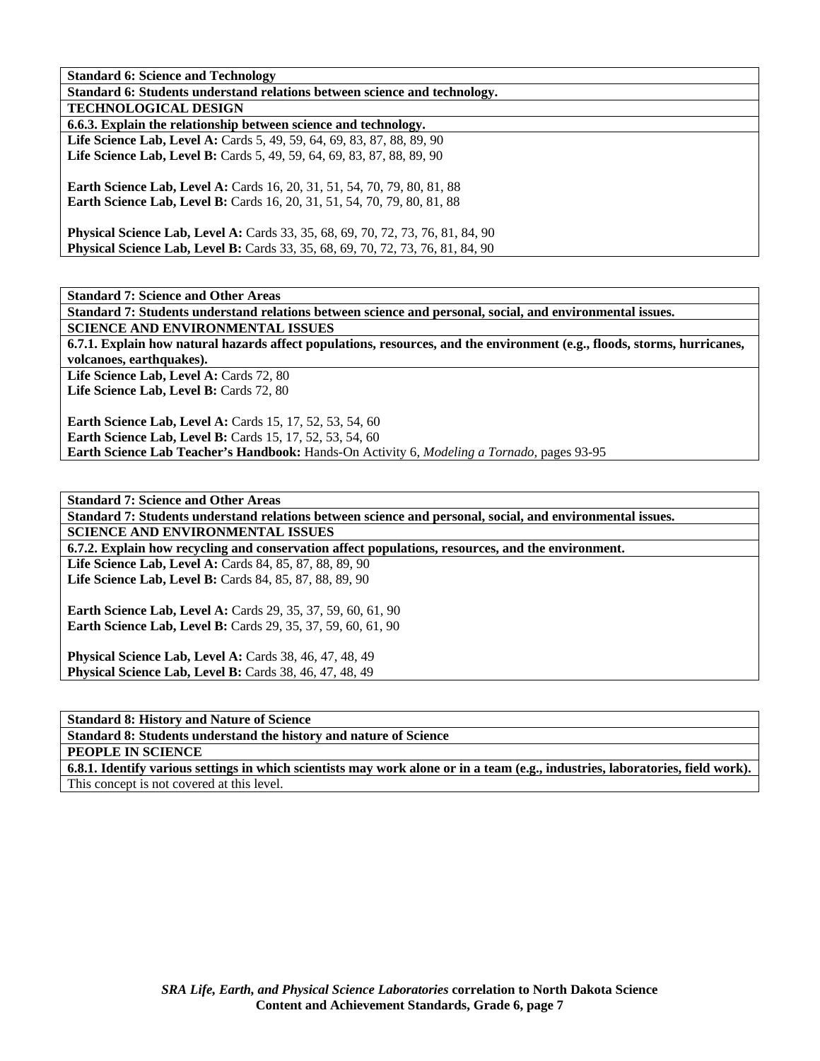**Standard 6: Science and Technology**

**Standard 6: Students understand relations between science and technology.**

**TECHNOLOGICAL DESIGN**

**6.6.3. Explain the relationship between science and technology.**

**Life Science Lab, Level A:** Cards 5, 49, 59, 64, 69, 83, 87, 88, 89, 90
**Life Science Lab, Level B:** Cards 5, 49, 59, 64, 69, 83, 87, 88, 89, 90

**Earth Science Lab, Level A:** Cards 16, 20, 31, 51, 54, 70, 79, 80, 81, 88
**Earth Science Lab, Level B:** Cards 16, 20, 31, 51, 54, 70, 79, 80, 81, 88

**Physical Science Lab, Level A:** Cards 33, 35, 68, 69, 70, 72, 73, 76, 81, 84, 90
**Physical Science Lab, Level B:** Cards 33, 35, 68, 69, 70, 72, 73, 76, 81, 84, 90

**Standard 7: Science and Other Areas**

**Standard 7: Students understand relations between science and personal, social, and environmental issues.**

**SCIENCE AND ENVIRONMENTAL ISSUES**

**6.7.1. Explain how natural hazards affect populations, resources, and the environment (e.g., floods, storms, hurricanes, volcanoes, earthquakes).**

**Life Science Lab, Level A:** Cards 72, 80
**Life Science Lab, Level B:** Cards 72, 80

**Earth Science Lab, Level A:** Cards 15, 17, 52, 53, 54, 60
**Earth Science Lab, Level B:** Cards 15, 17, 52, 53, 54, 60
**Earth Science Lab Teacher's Handbook:** Hands-On Activity 6, *Modeling a Tornado,* pages 93-95

**Standard 7: Science and Other Areas**

**Standard 7: Students understand relations between science and personal, social, and environmental issues.**

**SCIENCE AND ENVIRONMENTAL ISSUES**

**6.7.2. Explain how recycling and conservation affect populations, resources, and the environment.**

**Life Science Lab, Level A:** Cards 84, 85, 87, 88, 89, 90
**Life Science Lab, Level B:** Cards 84, 85, 87, 88, 89, 90

**Earth Science Lab, Level A:** Cards 29, 35, 37, 59, 60, 61, 90
**Earth Science Lab, Level B:** Cards 29, 35, 37, 59, 60, 61, 90

**Physical Science Lab, Level A:** Cards 38, 46, 47, 48, 49
**Physical Science Lab, Level B:** Cards 38, 46, 47, 48, 49

**Standard 8: History and Nature of Science**

**Standard 8: Students understand the history and nature of Science**

**PEOPLE IN SCIENCE**

**6.8.1. Identify various settings in which scientists may work alone or in a team (e.g., industries, laboratories, field work).**

This concept is not covered at this level.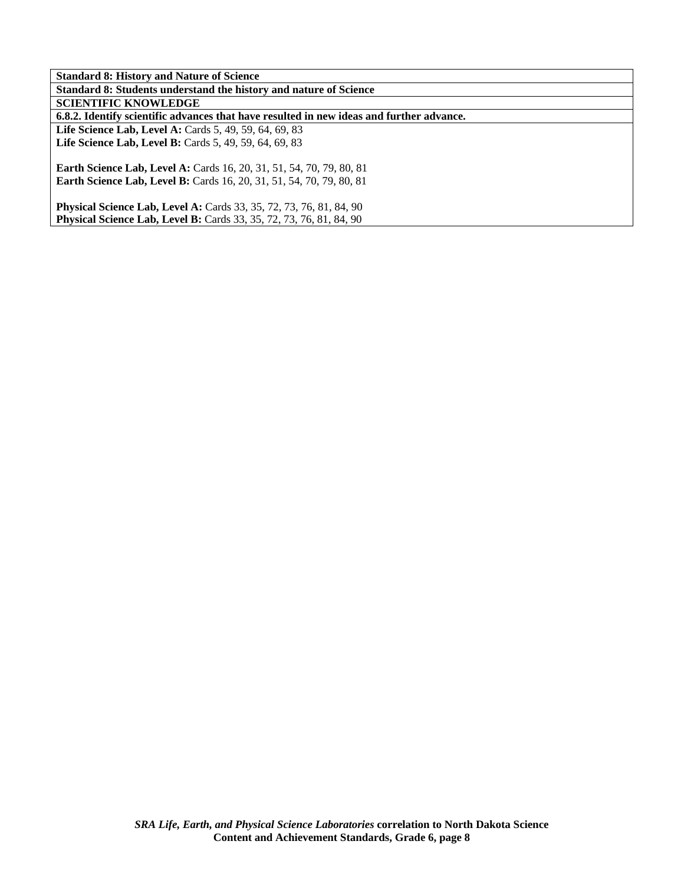**Standard 8: History and Nature of Science**

**Standard 8: Students understand the history and nature of Science**

**SCIENTIFIC KNOWLEDGE**

**6.8.2. Identify scientific advances that have resulted in new ideas and further advance.**

**Life Science Lab, Level A:** Cards 5, 49, 59, 64, 69, 83
**Life Science Lab, Level B:** Cards 5, 49, 59, 64, 69, 83

**Earth Science Lab, Level A:** Cards 16, 20, 31, 51, 54, 70, 79, 80, 81
**Earth Science Lab, Level B:** Cards 16, 20, 31, 51, 54, 70, 79, 80, 81

**Physical Science Lab, Level A:** Cards 33, 35, 72, 73, 76, 81, 84, 90
**Physical Science Lab, Level B:** Cards 33, 35, 72, 73, 76, 81, 84, 90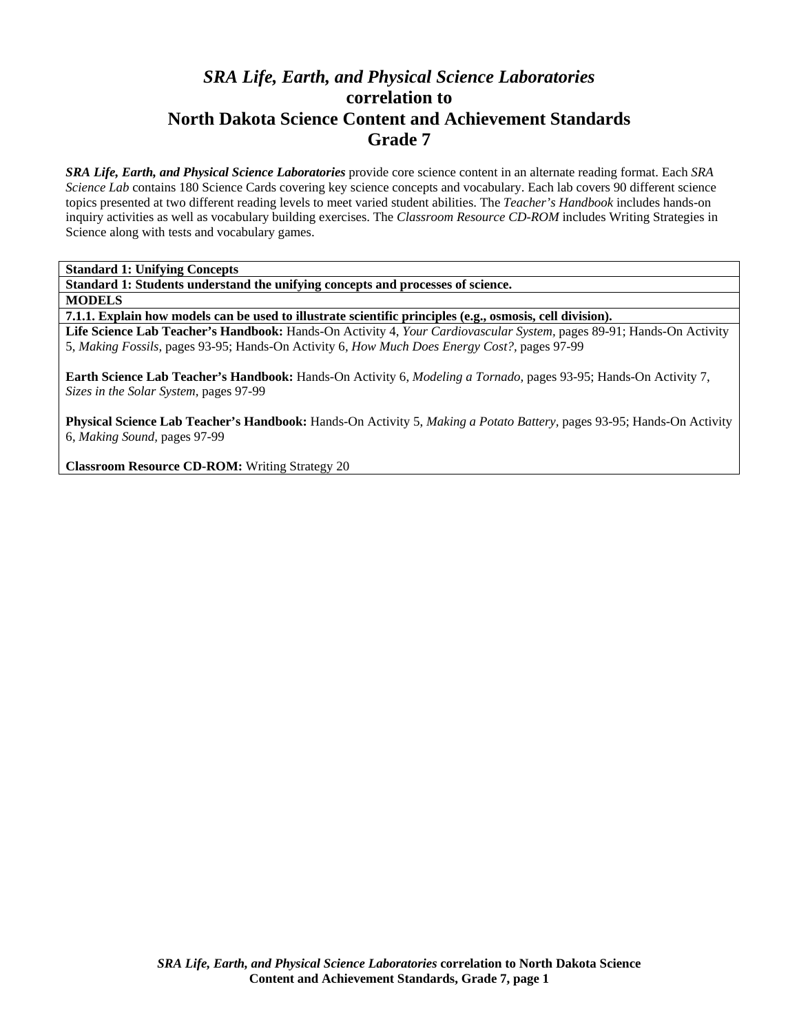# *SRA Life, Earth, and Physical Science Laboratories* correlation to North Dakota Science Content and Achievement Standards Grade 7

***SRA Life, Earth, and Physical Science Laboratories*** provide core science content in an alternate reading format. Each *SRA Science Lab* contains 180 Science Cards covering key science concepts and vocabulary. Each lab covers 90 different science topics presented at two different reading levels to meet varied student abilities. The *Teacher's Handbook* includes hands-on inquiry activities as well as vocabulary building exercises. The *Classroom Resource CD-ROM* includes Writing Strategies in Science along with tests and vocabulary games.

| **Standard 1: Unifying Concepts** |
|---|
| **Standard 1: Students understand the unifying concepts and processes of science.** |
| **MODELS** |
| **7.1.1. Explain how models can be used to illustrate scientific principles (e.g., osmosis, cell division).** |
| **Life Science Lab Teacher's Handbook:** Hands-On Activity 4, *Your Cardiovascular System,* pages 89-91; Hands-On Activity 5, *Making Fossils,* pages 93-95; Hands-On Activity 6, *How Much Does Energy Cost?,* pages 97-99<br><br>**Earth Science Lab Teacher's Handbook:** Hands-On Activity 6, *Modeling a Tornado,* pages 93-95; Hands-On Activity 7, *Sizes in the Solar System,* pages 97-99<br><br>**Physical Science Lab Teacher's Handbook:** Hands-On Activity 5, *Making a Potato Battery,* pages 93-95; Hands-On Activity 6, *Making Sound,* pages 97-99<br><br>**Classroom Resource CD-ROM:** Writing Strategy 20 |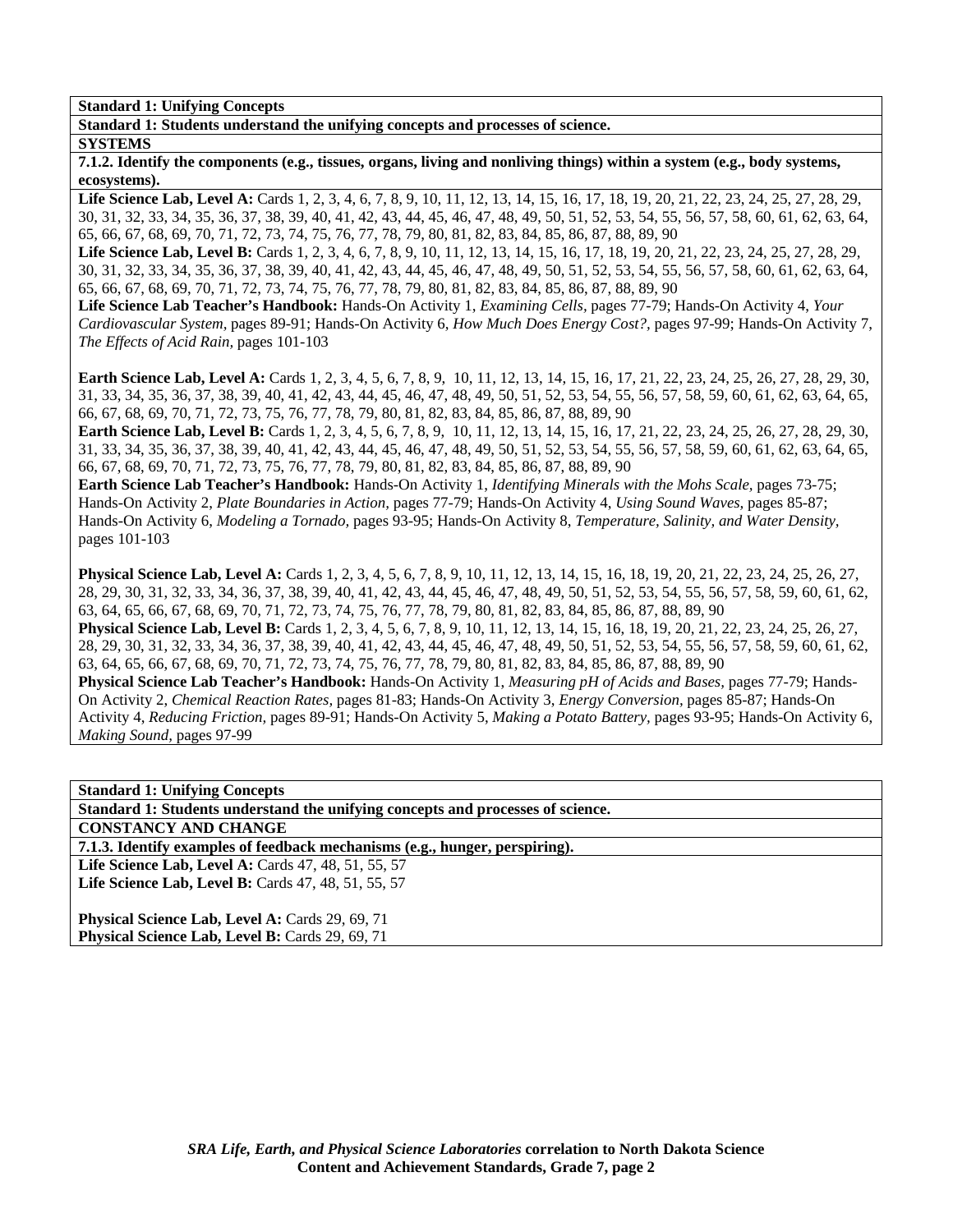**Standard 1: Unifying Concepts**

**Standard 1: Students understand the unifying concepts and processes of science.**

**SYSTEMS**

**7.1.2. Identify the components (e.g., tissues, organs, living and nonliving things) within a system (e.g., body systems, ecosystems).**

**Life Science Lab, Level A:** Cards 1, 2, 3, 4, 6, 7, 8, 9, 10, 11, 12, 13, 14, 15, 16, 17, 18, 19, 20, 21, 22, 23, 24, 25, 27, 28, 29, 30, 31, 32, 33, 34, 35, 36, 37, 38, 39, 40, 41, 42, 43, 44, 45, 46, 47, 48, 49, 50, 51, 52, 53, 54, 55, 56, 57, 58, 60, 61, 62, 63, 64, 65, 66, 67, 68, 69, 70, 71, 72, 73, 74, 75, 76, 77, 78, 79, 80, 81, 82, 83, 84, 85, 86, 87, 88, 89, 90

**Life Science Lab, Level B:** Cards 1, 2, 3, 4, 6, 7, 8, 9, 10, 11, 12, 13, 14, 15, 16, 17, 18, 19, 20, 21, 22, 23, 24, 25, 27, 28, 29, 30, 31, 32, 33, 34, 35, 36, 37, 38, 39, 40, 41, 42, 43, 44, 45, 46, 47, 48, 49, 50, 51, 52, 53, 54, 55, 56, 57, 58, 60, 61, 62, 63, 64, 65, 66, 67, 68, 69, 70, 71, 72, 73, 74, 75, 76, 77, 78, 79, 80, 81, 82, 83, 84, 85, 86, 87, 88, 89, 90

**Life Science Lab Teacher's Handbook:** Hands-On Activity 1, *Examining Cells*, pages 77-79; Hands-On Activity 4, *Your Cardiovascular System,* pages 89-91; Hands-On Activity 6, *How Much Does Energy Cost?,* pages 97-99; Hands-On Activity 7, *The Effects of Acid Rain,* pages 101-103

**Earth Science Lab, Level A:** Cards 1, 2, 3, 4, 5, 6, 7, 8, 9, 10, 11, 12, 13, 14, 15, 16, 17, 21, 22, 23, 24, 25, 26, 27, 28, 29, 30, 31, 33, 34, 35, 36, 37, 38, 39, 40, 41, 42, 43, 44, 45, 46, 47, 48, 49, 50, 51, 52, 53, 54, 55, 56, 57, 58, 59, 60, 61, 62, 63, 64, 65, 66, 67, 68, 69, 70, 71, 72, 73, 75, 76, 77, 78, 79, 80, 81, 82, 83, 84, 85, 86, 87, 88, 89, 90

**Earth Science Lab, Level B:** Cards 1, 2, 3, 4, 5, 6, 7, 8, 9, 10, 11, 12, 13, 14, 15, 16, 17, 21, 22, 23, 24, 25, 26, 27, 28, 29, 30, 31, 33, 34, 35, 36, 37, 38, 39, 40, 41, 42, 43, 44, 45, 46, 47, 48, 49, 50, 51, 52, 53, 54, 55, 56, 57, 58, 59, 60, 61, 62, 63, 64, 65, 66, 67, 68, 69, 70, 71, 72, 73, 75, 76, 77, 78, 79, 80, 81, 82, 83, 84, 85, 86, 87, 88, 89, 90

**Earth Science Lab Teacher's Handbook:** Hands-On Activity 1, *Identifying Minerals with the Mohs Scale,* pages 73-75; Hands-On Activity 2, *Plate Boundaries in Action,* pages 77-79; Hands-On Activity 4, *Using Sound Waves,* pages 85-87; Hands-On Activity 6, *Modeling a Tornado,* pages 93-95; Hands-On Activity 8, *Temperature, Salinity, and Water Density,* pages 101-103

**Physical Science Lab, Level A:** Cards 1, 2, 3, 4, 5, 6, 7, 8, 9, 10, 11, 12, 13, 14, 15, 16, 18, 19, 20, 21, 22, 23, 24, 25, 26, 27, 28, 29, 30, 31, 32, 33, 34, 36, 37, 38, 39, 40, 41, 42, 43, 44, 45, 46, 47, 48, 49, 50, 51, 52, 53, 54, 55, 56, 57, 58, 59, 60, 61, 62, 63, 64, 65, 66, 67, 68, 69, 70, 71, 72, 73, 74, 75, 76, 77, 78, 79, 80, 81, 82, 83, 84, 85, 86, 87, 88, 89, 90

**Physical Science Lab, Level B:** Cards 1, 2, 3, 4, 5, 6, 7, 8, 9, 10, 11, 12, 13, 14, 15, 16, 18, 19, 20, 21, 22, 23, 24, 25, 26, 27, 28, 29, 30, 31, 32, 33, 34, 36, 37, 38, 39, 40, 41, 42, 43, 44, 45, 46, 47, 48, 49, 50, 51, 52, 53, 54, 55, 56, 57, 58, 59, 60, 61, 62, 63, 64, 65, 66, 67, 68, 69, 70, 71, 72, 73, 74, 75, 76, 77, 78, 79, 80, 81, 82, 83, 84, 85, 86, 87, 88, 89, 90

**Physical Science Lab Teacher's Handbook:** Hands-On Activity 1, *Measuring pH of Acids and Bases,* pages 77-79; Hands-On Activity 2, *Chemical Reaction Rates,* pages 81-83; Hands-On Activity 3, *Energy Conversion,* pages 85-87; Hands-On Activity 4, *Reducing Friction,* pages 89-91; Hands-On Activity 5, *Making a Potato Battery,* pages 93-95; Hands-On Activity 6, *Making Sound,* pages 97-99

**Standard 1: Unifying Concepts**

**Standard 1: Students understand the unifying concepts and processes of science.**

**CONSTANCY AND CHANGE**

**7.1.3. Identify examples of feedback mechanisms (e.g., hunger, perspiring).**

**Life Science Lab, Level A:** Cards 47, 48, 51, 55, 57

**Life Science Lab, Level B:** Cards 47, 48, 51, 55, 57

**Physical Science Lab, Level A:** Cards 29, 69, 71

**Physical Science Lab, Level B:** Cards 29, 69, 71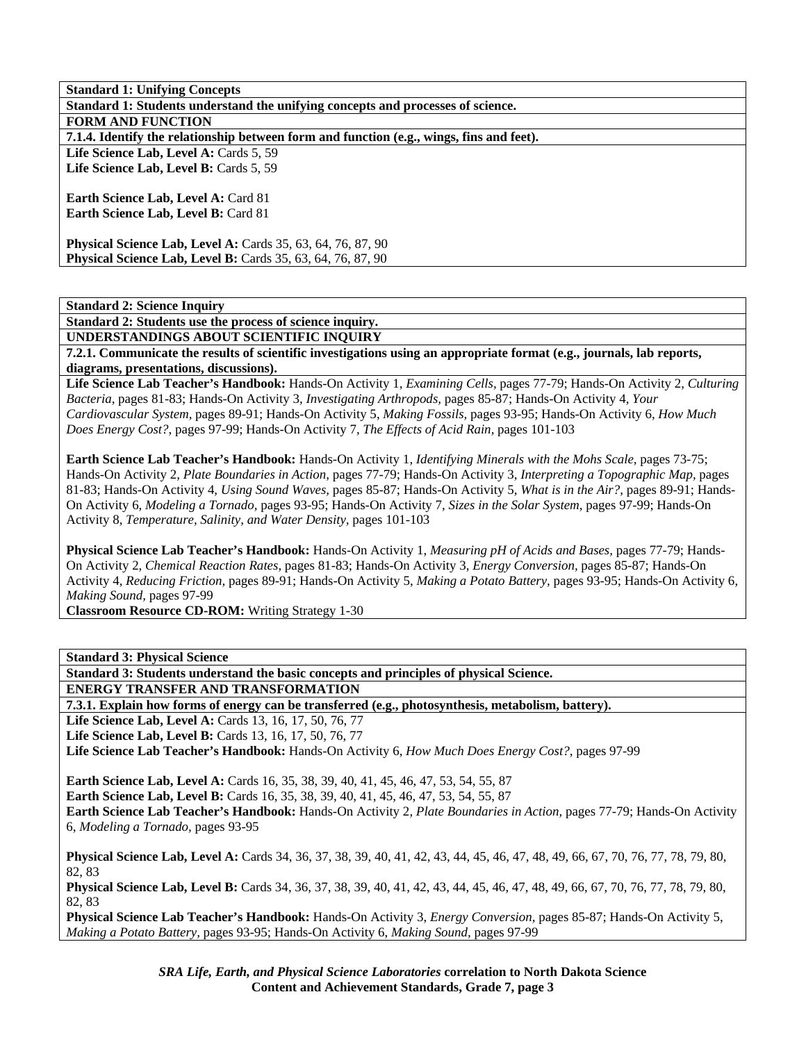**Standard 1: Unifying Concepts**

**Standard 1: Students understand the unifying concepts and processes of science.**

**FORM AND FUNCTION**

**7.1.4. Identify the relationship between form and function (e.g., wings, fins and feet).**

**Life Science Lab, Level A:** Cards 5, 59
**Life Science Lab, Level B:** Cards 5, 59

**Earth Science Lab, Level A:** Card 81
**Earth Science Lab, Level B:** Card 81

**Physical Science Lab, Level A:** Cards 35, 63, 64, 76, 87, 90
**Physical Science Lab, Level B:** Cards 35, 63, 64, 76, 87, 90

**Standard 2: Science Inquiry**

**Standard 2: Students use the process of science inquiry.**

**UNDERSTANDINGS ABOUT SCIENTIFIC INQUIRY**

**7.2.1. Communicate the results of scientific investigations using an appropriate format (e.g., journals, lab reports, diagrams, presentations, discussions).**

**Life Science Lab Teacher's Handbook:** Hands-On Activity 1, *Examining Cells,* pages 77-79; Hands-On Activity 2, *Culturing Bacteria,* pages 81-83; Hands-On Activity 3, *Investigating Arthropods,* pages 85-87; Hands-On Activity 4, *Your Cardiovascular System,* pages 89-91; Hands-On Activity 5, *Making Fossils,* pages 93-95; Hands-On Activity 6, *How Much Does Energy Cost?,* pages 97-99; Hands-On Activity 7, *The Effects of Acid Rain,* pages 101-103

**Earth Science Lab Teacher's Handbook:** Hands-On Activity 1, *Identifying Minerals with the Mohs Scale,* pages 73-75; Hands-On Activity 2, *Plate Boundaries in Action,* pages 77-79; Hands-On Activity 3, *Interpreting a Topographic Map,* pages 81-83; Hands-On Activity 4, *Using Sound Waves,* pages 85-87; Hands-On Activity 5, *What is in the Air?,* pages 89-91; Hands-On Activity 6, *Modeling a Tornado,* pages 93-95; Hands-On Activity 7, *Sizes in the Solar System,* pages 97-99; Hands-On Activity 8, *Temperature, Salinity, and Water Density,* pages 101-103

**Physical Science Lab Teacher's Handbook:** Hands-On Activity 1, *Measuring pH of Acids and Bases,* pages 77-79; Hands-On Activity 2, *Chemical Reaction Rates,* pages 81-83; Hands-On Activity 3, *Energy Conversion,* pages 85-87; Hands-On Activity 4, *Reducing Friction,* pages 89-91; Hands-On Activity 5, *Making a Potato Battery,* pages 93-95; Hands-On Activity 6, *Making Sound,* pages 97-99
**Classroom Resource CD-ROM:** Writing Strategy 1-30

**Standard 3: Physical Science**

**Standard 3: Students understand the basic concepts and principles of physical Science.**

**ENERGY TRANSFER AND TRANSFORMATION**

**7.3.1. Explain how forms of energy can be transferred (e.g., photosynthesis, metabolism, battery).**

**Life Science Lab, Level A:** Cards 13, 16, 17, 50, 76, 77
**Life Science Lab, Level B:** Cards 13, 16, 17, 50, 76, 77
**Life Science Lab Teacher's Handbook:** Hands-On Activity 6, *How Much Does Energy Cost?,* pages 97-99

**Earth Science Lab, Level A:** Cards 16, 35, 38, 39, 40, 41, 45, 46, 47, 53, 54, 55, 87
**Earth Science Lab, Level B:** Cards 16, 35, 38, 39, 40, 41, 45, 46, 47, 53, 54, 55, 87
**Earth Science Lab Teacher's Handbook:** Hands-On Activity 2, *Plate Boundaries in Action,* pages 77-79; Hands-On Activity 6, *Modeling a Tornado,* pages 93-95

**Physical Science Lab, Level A:** Cards 34, 36, 37, 38, 39, 40, 41, 42, 43, 44, 45, 46, 47, 48, 49, 66, 67, 70, 76, 77, 78, 79, 80, 82, 83
**Physical Science Lab, Level B:** Cards 34, 36, 37, 38, 39, 40, 41, 42, 43, 44, 45, 46, 47, 48, 49, 66, 67, 70, 76, 77, 78, 79, 80, 82, 83
**Physical Science Lab Teacher's Handbook:** Hands-On Activity 3, *Energy Conversion,* pages 85-87; Hands-On Activity 5, *Making a Potato Battery,* pages 93-95; Hands-On Activity 6, *Making Sound,* pages 97-99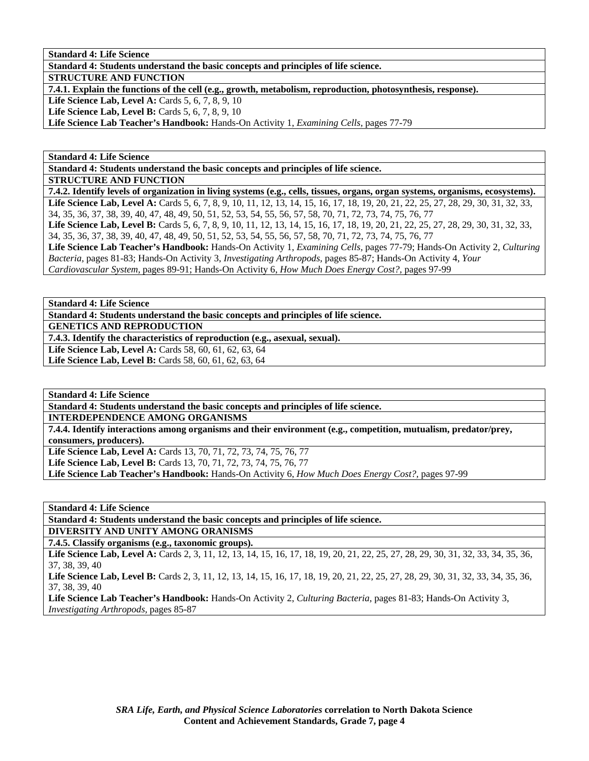**Standard 4: Life Science**

**Standard 4: Students understand the basic concepts and principles of life science.**

**STRUCTURE AND FUNCTION**

**7.4.1. Explain the functions of the cell (e.g., growth, metabolism, reproduction, photosynthesis, response).**

**Life Science Lab, Level A:** Cards 5, 6, 7, 8, 9, 10
**Life Science Lab, Level B:** Cards 5, 6, 7, 8, 9, 10
**Life Science Lab Teacher's Handbook:** Hands-On Activity 1, *Examining Cells,* pages 77-79

**Standard 4: Life Science**

**Standard 4: Students understand the basic concepts and principles of life science.**

**STRUCTURE AND FUNCTION**

**7.4.2. Identify levels of organization in living systems (e.g., cells, tissues, organs, organ systems, organisms, ecosystems).**

**Life Science Lab, Level A:** Cards 5, 6, 7, 8, 9, 10, 11, 12, 13, 14, 15, 16, 17, 18, 19, 20, 21, 22, 25, 27, 28, 29, 30, 31, 32, 33, 34, 35, 36, 37, 38, 39, 40, 47, 48, 49, 50, 51, 52, 53, 54, 55, 56, 57, 58, 70, 71, 72, 73, 74, 75, 76, 77
**Life Science Lab, Level B:** Cards 5, 6, 7, 8, 9, 10, 11, 12, 13, 14, 15, 16, 17, 18, 19, 20, 21, 22, 25, 27, 28, 29, 30, 31, 32, 33, 34, 35, 36, 37, 38, 39, 40, 47, 48, 49, 50, 51, 52, 53, 54, 55, 56, 57, 58, 70, 71, 72, 73, 74, 75, 76, 77
**Life Science Lab Teacher's Handbook:** Hands-On Activity 1, *Examining Cells,* pages 77-79; Hands-On Activity 2, *Culturing Bacteria,* pages 81-83; Hands-On Activity 3, *Investigating Arthropods,* pages 85-87; Hands-On Activity 4, *Your Cardiovascular System,* pages 89-91; Hands-On Activity 6, *How Much Does Energy Cost?,* pages 97-99

**Standard 4: Life Science**

**Standard 4: Students understand the basic concepts and principles of life science.**

**GENETICS AND REPRODUCTION**

**7.4.3. Identify the characteristics of reproduction (e.g., asexual, sexual).**

**Life Science Lab, Level A:** Cards 58, 60, 61, 62, 63, 64
**Life Science Lab, Level B:** Cards 58, 60, 61, 62, 63, 64

**Standard 4: Life Science**

**Standard 4: Students understand the basic concepts and principles of life science.**

**INTERDEPENDENCE AMONG ORGANISMS**

**7.4.4. Identify interactions among organisms and their environment (e.g., competition, mutualism, predator/prey, consumers, producers).**

**Life Science Lab, Level A:** Cards 13, 70, 71, 72, 73, 74, 75, 76, 77
**Life Science Lab, Level B:** Cards 13, 70, 71, 72, 73, 74, 75, 76, 77
**Life Science Lab Teacher's Handbook:** Hands-On Activity 6, *How Much Does Energy Cost?,* pages 97-99

**Standard 4: Life Science**

**Standard 4: Students understand the basic concepts and principles of life science.**

**DIVERSITY AND UNITY AMONG ORANISMS**

**7.4.5. Classify organisms (e.g., taxonomic groups).**

**Life Science Lab, Level A:** Cards 2, 3, 11, 12, 13, 14, 15, 16, 17, 18, 19, 20, 21, 22, 25, 27, 28, 29, 30, 31, 32, 33, 34, 35, 36, 37, 38, 39, 40
**Life Science Lab, Level B:** Cards 2, 3, 11, 12, 13, 14, 15, 16, 17, 18, 19, 20, 21, 22, 25, 27, 28, 29, 30, 31, 32, 33, 34, 35, 36, 37, 38, 39, 40
**Life Science Lab Teacher's Handbook:** Hands-On Activity 2, *Culturing Bacteria,* pages 81-83; Hands-On Activity 3, *Investigating Arthropods,* pages 85-87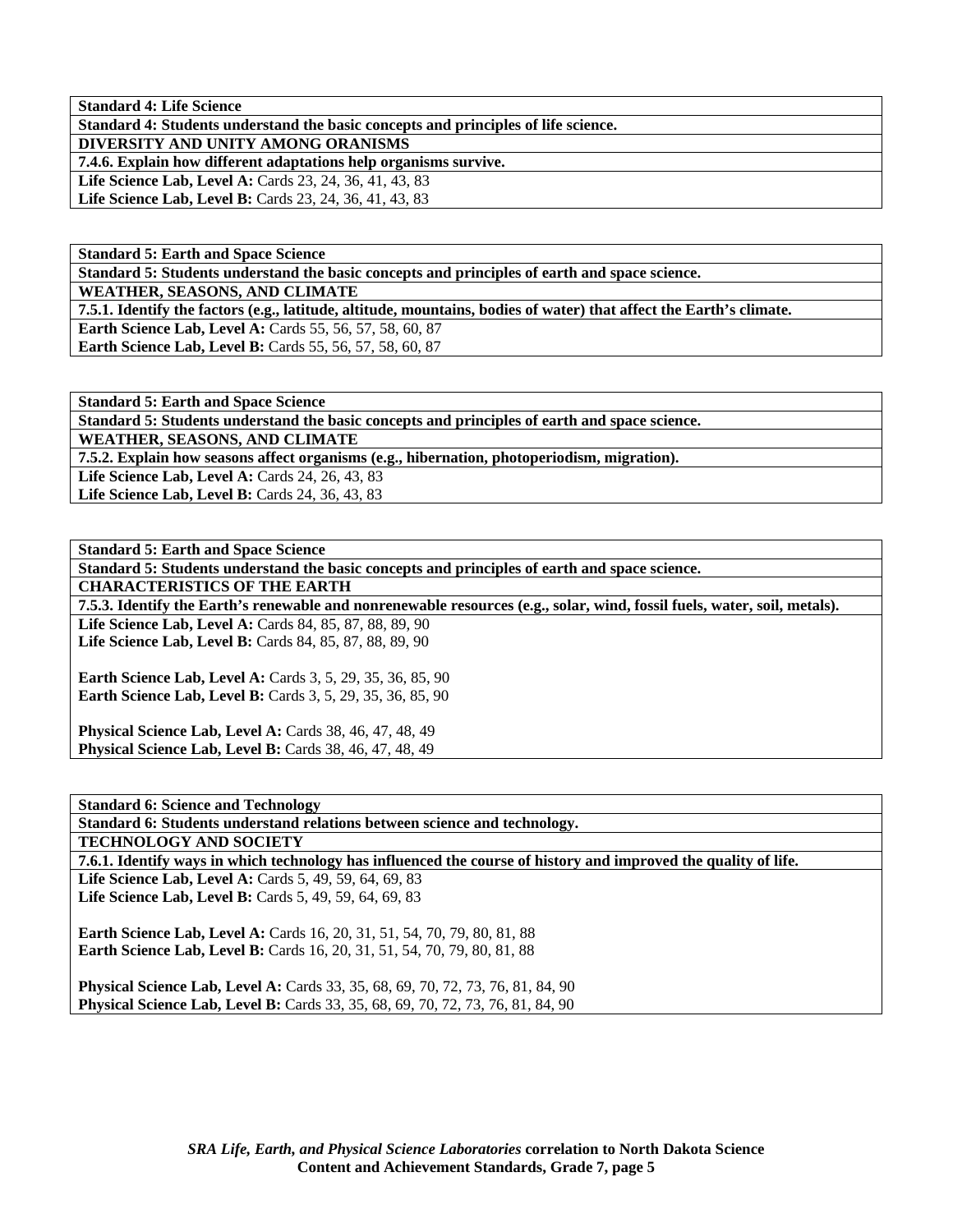| Standard 4: Life Science |
|---|
| **Standard 4: Students understand the basic concepts and principles of life science.** |
| **DIVERSITY AND UNITY AMONG ORANISMS** |
| **7.4.6. Explain how different adaptations help organisms survive.** |
| **Life Science Lab, Level A:** Cards 23, 24, 36, 41, 43, 83<br>**Life Science Lab, Level B:** Cards 23, 24, 36, 41, 43, 83 |

| Standard 5: Earth and Space Science |
|---|
| **Standard 5: Students understand the basic concepts and principles of earth and space science.** |
| **WEATHER, SEASONS, AND CLIMATE** |
| **7.5.1. Identify the factors (e.g., latitude, altitude, mountains, bodies of water) that affect the Earth's climate.** |
| **Earth Science Lab, Level A:** Cards 55, 56, 57, 58, 60, 87<br>**Earth Science Lab, Level B:** Cards 55, 56, 57, 58, 60, 87 |

| Standard 5: Earth and Space Science |
|---|
| **Standard 5: Students understand the basic concepts and principles of earth and space science.** |
| **WEATHER, SEASONS, AND CLIMATE** |
| **7.5.2. Explain how seasons affect organisms (e.g., hibernation, photoperiodism, migration).** |
| **Life Science Lab, Level A:** Cards 24, 26, 43, 83<br>**Life Science Lab, Level B:** Cards 24, 36, 43, 83 |

| Standard 5: Earth and Space Science |
|---|
| **Standard 5: Students understand the basic concepts and principles of earth and space science.** |
| **CHARACTERISTICS OF THE EARTH** |
| **7.5.3. Identify the Earth's renewable and nonrenewable resources (e.g., solar, wind, fossil fuels, water, soil, metals).** |
| **Life Science Lab, Level A:** Cards 84, 85, 87, 88, 89, 90<br>**Life Science Lab, Level B:** Cards 84, 85, 87, 88, 89, 90<br><br>**Earth Science Lab, Level A:** Cards 3, 5, 29, 35, 36, 85, 90<br>**Earth Science Lab, Level B:** Cards 3, 5, 29, 35, 36, 85, 90<br><br>**Physical Science Lab, Level A:** Cards 38, 46, 47, 48, 49<br>**Physical Science Lab, Level B:** Cards 38, 46, 47, 48, 49 |

| Standard 6: Science and Technology |
|---|
| **Standard 6: Students understand relations between science and technology.** |
| **TECHNOLOGY AND SOCIETY** |
| **7.6.1. Identify ways in which technology has influenced the course of history and improved the quality of life.** |
| **Life Science Lab, Level A:** Cards 5, 49, 59, 64, 69, 83<br>**Life Science Lab, Level B:** Cards 5, 49, 59, 64, 69, 83<br><br>**Earth Science Lab, Level A:** Cards 16, 20, 31, 51, 54, 70, 79, 80, 81, 88<br>**Earth Science Lab, Level B:** Cards 16, 20, 31, 51, 54, 70, 79, 80, 81, 88<br><br>**Physical Science Lab, Level A:** Cards 33, 35, 68, 69, 70, 72, 73, 76, 81, 84, 90<br>**Physical Science Lab, Level B:** Cards 33, 35, 68, 69, 70, 72, 73, 76, 81, 84, 90 |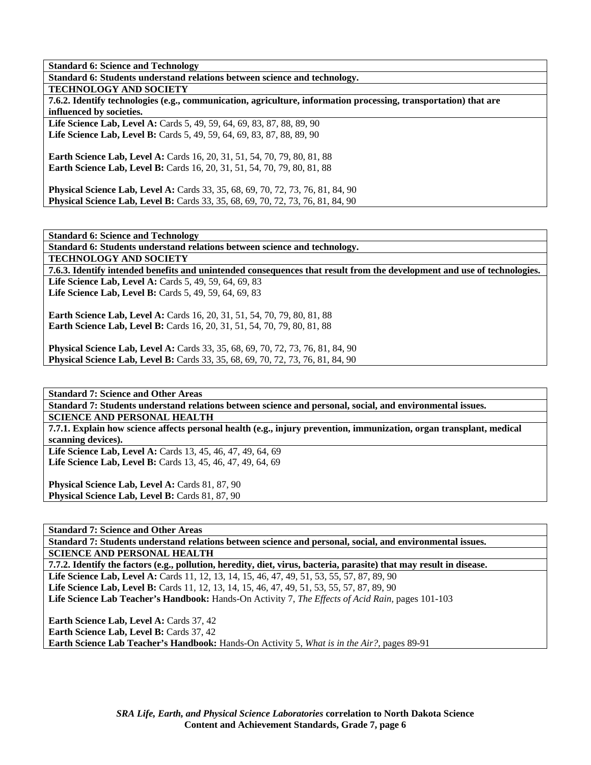**Standard 6: Science and Technology**

**Standard 6: Students understand relations between science and technology.**

**TECHNOLOGY AND SOCIETY**

**7.6.2. Identify technologies (e.g., communication, agriculture, information processing, transportation) that are influenced by societies.**

**Life Science Lab, Level A:** Cards 5, 49, 59, 64, 69, 83, 87, 88, 89, 90
**Life Science Lab, Level B:** Cards 5, 49, 59, 64, 69, 83, 87, 88, 89, 90

**Earth Science Lab, Level A:** Cards 16, 20, 31, 51, 54, 70, 79, 80, 81, 88
**Earth Science Lab, Level B:** Cards 16, 20, 31, 51, 54, 70, 79, 80, 81, 88

**Physical Science Lab, Level A:** Cards 33, 35, 68, 69, 70, 72, 73, 76, 81, 84, 90
**Physical Science Lab, Level B:** Cards 33, 35, 68, 69, 70, 72, 73, 76, 81, 84, 90

**Standard 6: Science and Technology**

**Standard 6: Students understand relations between science and technology.**

**TECHNOLOGY AND SOCIETY**

**7.6.3. Identify intended benefits and unintended consequences that result from the development and use of technologies.**

**Life Science Lab, Level A:** Cards 5, 49, 59, 64, 69, 83
**Life Science Lab, Level B:** Cards 5, 49, 59, 64, 69, 83

**Earth Science Lab, Level A:** Cards 16, 20, 31, 51, 54, 70, 79, 80, 81, 88
**Earth Science Lab, Level B:** Cards 16, 20, 31, 51, 54, 70, 79, 80, 81, 88

**Physical Science Lab, Level A:** Cards 33, 35, 68, 69, 70, 72, 73, 76, 81, 84, 90
**Physical Science Lab, Level B:** Cards 33, 35, 68, 69, 70, 72, 73, 76, 81, 84, 90

**Standard 7: Science and Other Areas**

**Standard 7: Students understand relations between science and personal, social, and environmental issues.**

**SCIENCE AND PERSONAL HEALTH**

**7.7.1. Explain how science affects personal health (e.g., injury prevention, immunization, organ transplant, medical scanning devices).**

**Life Science Lab, Level A:** Cards 13, 45, 46, 47, 49, 64, 69
**Life Science Lab, Level B:** Cards 13, 45, 46, 47, 49, 64, 69

**Physical Science Lab, Level A:** Cards 81, 87, 90
**Physical Science Lab, Level B:** Cards 81, 87, 90

**Standard 7: Science and Other Areas**

**Standard 7: Students understand relations between science and personal, social, and environmental issues.**

**SCIENCE AND PERSONAL HEALTH**

**7.7.2. Identify the factors (e.g., pollution, heredity, diet, virus, bacteria, parasite) that may result in disease.**

**Life Science Lab, Level A:** Cards 11, 12, 13, 14, 15, 46, 47, 49, 51, 53, 55, 57, 87, 89, 90
**Life Science Lab, Level B:** Cards 11, 12, 13, 14, 15, 46, 47, 49, 51, 53, 55, 57, 87, 89, 90
**Life Science Lab Teacher's Handbook:** Hands-On Activity 7, *The Effects of Acid Rain,* pages 101-103

**Earth Science Lab, Level A:** Cards 37, 42
**Earth Science Lab, Level B:** Cards 37, 42
**Earth Science Lab Teacher's Handbook:** Hands-On Activity 5, *What is in the Air?,* pages 89-91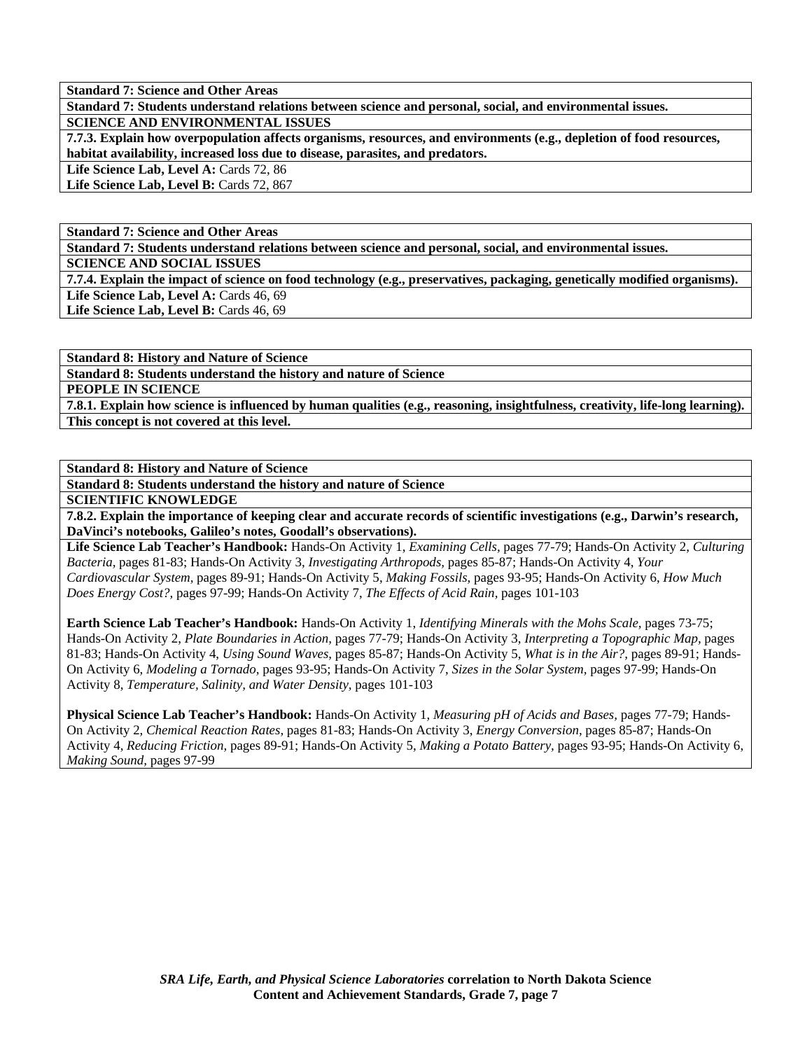**Standard 7: Science and Other Areas**

**Standard 7: Students understand relations between science and personal, social, and environmental issues.**

**SCIENCE AND ENVIRONMENTAL ISSUES**

**7.7.3. Explain how overpopulation affects organisms, resources, and environments (e.g., depletion of food resources, habitat availability, increased loss due to disease, parasites, and predators.**

**Life Science Lab, Level A:** Cards 72, 86

**Life Science Lab, Level B:** Cards 72, 867

**Standard 7: Science and Other Areas**

**Standard 7: Students understand relations between science and personal, social, and environmental issues.**

**SCIENCE AND SOCIAL ISSUES**

**7.7.4. Explain the impact of science on food technology (e.g., preservatives, packaging, genetically modified organisms).**

**Life Science Lab, Level A:** Cards 46, 69

**Life Science Lab, Level B:** Cards 46, 69

**Standard 8: History and Nature of Science**

**Standard 8: Students understand the history and nature of Science**

**PEOPLE IN SCIENCE**

**7.8.1. Explain how science is influenced by human qualities (e.g., reasoning, insightfulness, creativity, life-long learning).**

**This concept is not covered at this level.**

**Standard 8: History and Nature of Science**

**Standard 8: Students understand the history and nature of Science**

**SCIENTIFIC KNOWLEDGE**

**7.8.2. Explain the importance of keeping clear and accurate records of scientific investigations (e.g., Darwin's research, DaVinci's notebooks, Galileo's notes, Goodall's observations).**

**Life Science Lab Teacher's Handbook:** Hands-On Activity 1, *Examining Cells,* pages 77-79; Hands-On Activity 2, *Culturing Bacteria,* pages 81-83; Hands-On Activity 3, *Investigating Arthropods,* pages 85-87; Hands-On Activity 4, *Your Cardiovascular System,* pages 89-91; Hands-On Activity 5, *Making Fossils,* pages 93-95; Hands-On Activity 6, *How Much Does Energy Cost?,* pages 97-99; Hands-On Activity 7, *The Effects of Acid Rain,* pages 101-103

**Earth Science Lab Teacher's Handbook:** Hands-On Activity 1, *Identifying Minerals with the Mohs Scale,* pages 73-75; Hands-On Activity 2, *Plate Boundaries in Action,* pages 77-79; Hands-On Activity 3, *Interpreting a Topographic Map,* pages 81-83; Hands-On Activity 4, *Using Sound Waves,* pages 85-87; Hands-On Activity 5, *What is in the Air?,* pages 89-91; Hands-On Activity 6, *Modeling a Tornado,* pages 93-95; Hands-On Activity 7, *Sizes in the Solar System,* pages 97-99; Hands-On Activity 8, *Temperature, Salinity, and Water Density,* pages 101-103

**Physical Science Lab Teacher's Handbook:** Hands-On Activity 1, *Measuring pH of Acids and Bases,* pages 77-79; Hands-On Activity 2, *Chemical Reaction Rates,* pages 81-83; Hands-On Activity 3, *Energy Conversion,* pages 85-87; Hands-On Activity 4, *Reducing Friction,* pages 89-91; Hands-On Activity 5, *Making a Potato Battery,* pages 93-95; Hands-On Activity 6, *Making Sound,* pages 97-99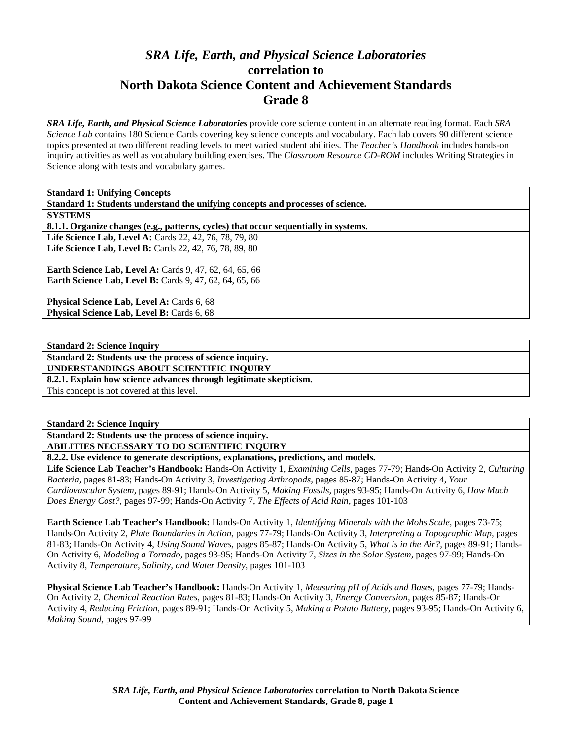# *SRA Life, Earth, and Physical Science Laboratories*
# correlation to
# North Dakota Science Content and Achievement Standards
# Grade 8

***SRA Life, Earth, and Physical Science Laboratories*** provide core science content in an alternate reading format. Each *SRA Science Lab* contains 180 Science Cards covering key science concepts and vocabulary. Each lab covers 90 different science topics presented at two different reading levels to meet varied student abilities. The *Teacher's Handbook* includes hands-on inquiry activities as well as vocabulary building exercises. The *Classroom Resource CD-ROM* includes Writing Strategies in Science along with tests and vocabulary games.

| **Standard 1: Unifying Concepts** |
|---|
| **Standard 1: Students understand the unifying concepts and processes of science.** |
| **SYSTEMS** |
| **8.1.1. Organize changes (e.g., patterns, cycles) that occur sequentially in systems.** |
| **Life Science Lab, Level A:** Cards 22, 42, 76, 78, 79, 80<br>**Life Science Lab, Level B:** Cards 22, 42, 76, 78, 89, 80<br><br>**Earth Science Lab, Level A:** Cards 9, 47, 62, 64, 65, 66<br>**Earth Science Lab, Level B:** Cards 9, 47, 62, 64, 65, 66<br><br>**Physical Science Lab, Level A:** Cards 6, 68<br>**Physical Science Lab, Level B:** Cards 6, 68 |

| **Standard 2: Science Inquiry** |
|---|
| **Standard 2: Students use the process of science inquiry.** |
| **UNDERSTANDINGS ABOUT SCIENTIFIC INQUIRY** |
| **8.2.1. Explain how science advances through legitimate skepticism.** |
| This concept is not covered at this level. |

| **Standard 2: Science Inquiry** |
|---|
| **Standard 2: Students use the process of science inquiry.** |
| **ABILITIES NECESSARY TO DO SCIENTIFIC INQUIRY** |
| **8.2.2. Use evidence to generate descriptions, explanations, predictions, and models.** |
| **Life Science Lab Teacher's Handbook:** Hands-On Activity 1, *Examining Cells*, pages 77-79; Hands-On Activity 2, *Culturing Bacteria*, pages 81-83; Hands-On Activity 3, *Investigating Arthropods*, pages 85-87; Hands-On Activity 4, *Your Cardiovascular System*, pages 89-91; Hands-On Activity 5, *Making Fossils*, pages 93-95; Hands-On Activity 6, *How Much Does Energy Cost?*, pages 97-99; Hands-On Activity 7, *The Effects of Acid Rain*, pages 101-103<br><br>**Earth Science Lab Teacher's Handbook:** Hands-On Activity 1, *Identifying Minerals with the Mohs Scale*, pages 73-75; Hands-On Activity 2, *Plate Boundaries in Action*, pages 77-79; Hands-On Activity 3, *Interpreting a Topographic Map*, pages 81-83; Hands-On Activity 4, *Using Sound Waves*, pages 85-87; Hands-On Activity 5, *What is in the Air?*, pages 89-91; Hands-On Activity 6, *Modeling a Tornado*, pages 93-95; Hands-On Activity 7, *Sizes in the Solar System*, pages 97-99; Hands-On Activity 8, *Temperature, Salinity, and Water Density*, pages 101-103<br><br>**Physical Science Lab Teacher's Handbook:** Hands-On Activity 1, *Measuring pH of Acids and Bases*, pages 77-79; Hands-On Activity 2, *Chemical Reaction Rates*, pages 81-83; Hands-On Activity 3, *Energy Conversion*, pages 85-87; Hands-On Activity 4, *Reducing Friction*, pages 89-91; Hands-On Activity 5, *Making a Potato Battery*, pages 93-95; Hands-On Activity 6, *Making Sound*, pages 97-99 |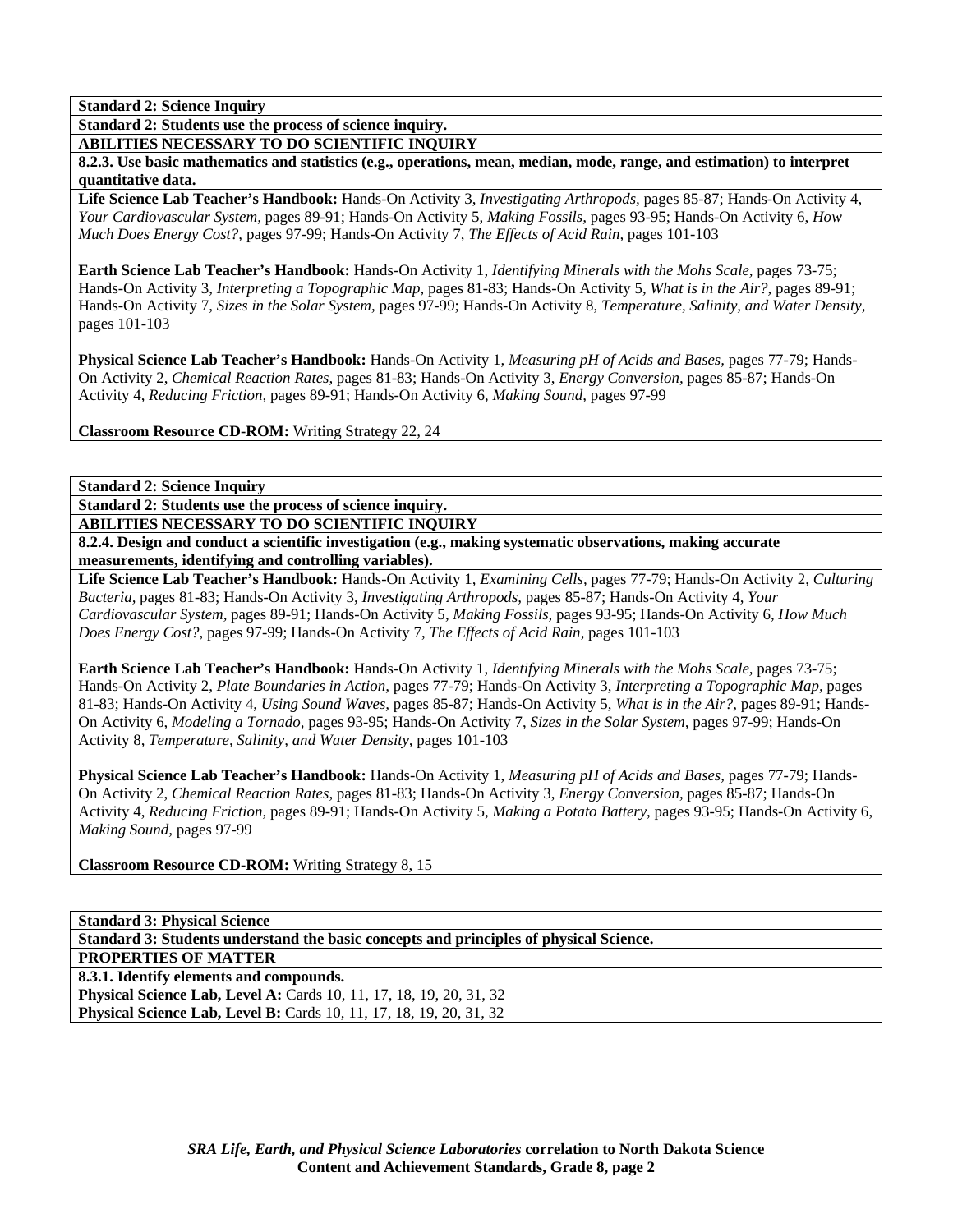**Standard 2: Science Inquiry**

**Standard 2: Students use the process of science inquiry.**

**ABILITIES NECESSARY TO DO SCIENTIFIC INQUIRY**

**8.2.3. Use basic mathematics and statistics (e.g., operations, mean, median, mode, range, and estimation) to interpret quantitative data.**

**Life Science Lab Teacher's Handbook:** Hands-On Activity 3, *Investigating Arthropods,* pages 85-87; Hands-On Activity 4, *Your Cardiovascular System,* pages 89-91; Hands-On Activity 5, *Making Fossils,* pages 93-95; Hands-On Activity 6, *How Much Does Energy Cost?,* pages 97-99; Hands-On Activity 7, *The Effects of Acid Rain,* pages 101-103

**Earth Science Lab Teacher's Handbook:** Hands-On Activity 1, *Identifying Minerals with the Mohs Scale,* pages 73-75; Hands-On Activity 3, *Interpreting a Topographic Map,* pages 81-83; Hands-On Activity 5, *What is in the Air?,* pages 89-91; Hands-On Activity 7, *Sizes in the Solar System,* pages 97-99; Hands-On Activity 8, *Temperature, Salinity, and Water Density,* pages 101-103

**Physical Science Lab Teacher's Handbook:** Hands-On Activity 1, *Measuring pH of Acids and Bases,* pages 77-79; Hands-On Activity 2, *Chemical Reaction Rates,* pages 81-83; Hands-On Activity 3, *Energy Conversion,* pages 85-87; Hands-On Activity 4, *Reducing Friction,* pages 89-91; Hands-On Activity 6, *Making Sound,* pages 97-99

**Classroom Resource CD-ROM:** Writing Strategy 22, 24

**Standard 2: Science Inquiry**

**Standard 2: Students use the process of science inquiry.**

**ABILITIES NECESSARY TO DO SCIENTIFIC INQUIRY**

**8.2.4. Design and conduct a scientific investigation (e.g., making systematic observations, making accurate measurements, identifying and controlling variables).**

**Life Science Lab Teacher's Handbook:** Hands-On Activity 1, *Examining Cells,* pages 77-79; Hands-On Activity 2, *Culturing Bacteria,* pages 81-83; Hands-On Activity 3, *Investigating Arthropods,* pages 85-87; Hands-On Activity 4, *Your Cardiovascular System,* pages 89-91; Hands-On Activity 5, *Making Fossils,* pages 93-95; Hands-On Activity 6, *How Much Does Energy Cost?,* pages 97-99; Hands-On Activity 7, *The Effects of Acid Rain,* pages 101-103

**Earth Science Lab Teacher's Handbook:** Hands-On Activity 1, *Identifying Minerals with the Mohs Scale,* pages 73-75; Hands-On Activity 2, *Plate Boundaries in Action,* pages 77-79; Hands-On Activity 3, *Interpreting a Topographic Map,* pages 81-83; Hands-On Activity 4, *Using Sound Waves,* pages 85-87; Hands-On Activity 5, *What is in the Air?,* pages 89-91; Hands-On Activity 6, *Modeling a Tornado,* pages 93-95; Hands-On Activity 7, *Sizes in the Solar System,* pages 97-99; Hands-On Activity 8, *Temperature, Salinity, and Water Density,* pages 101-103

**Physical Science Lab Teacher's Handbook:** Hands-On Activity 1, *Measuring pH of Acids and Bases,* pages 77-79; Hands-On Activity 2, *Chemical Reaction Rates,* pages 81-83; Hands-On Activity 3, *Energy Conversion,* pages 85-87; Hands-On Activity 4, *Reducing Friction,* pages 89-91; Hands-On Activity 5, *Making a Potato Battery,* pages 93-95; Hands-On Activity 6, *Making Sound,* pages 97-99

**Classroom Resource CD-ROM:** Writing Strategy 8, 15

**Standard 3: Physical Science**

**Standard 3: Students understand the basic concepts and principles of physical Science.**

**PROPERTIES OF MATTER**

**8.3.1. Identify elements and compounds.**

**Physical Science Lab, Level A:** Cards 10, 11, 17, 18, 19, 20, 31, 32

**Physical Science Lab, Level B:** Cards 10, 11, 17, 18, 19, 20, 31, 32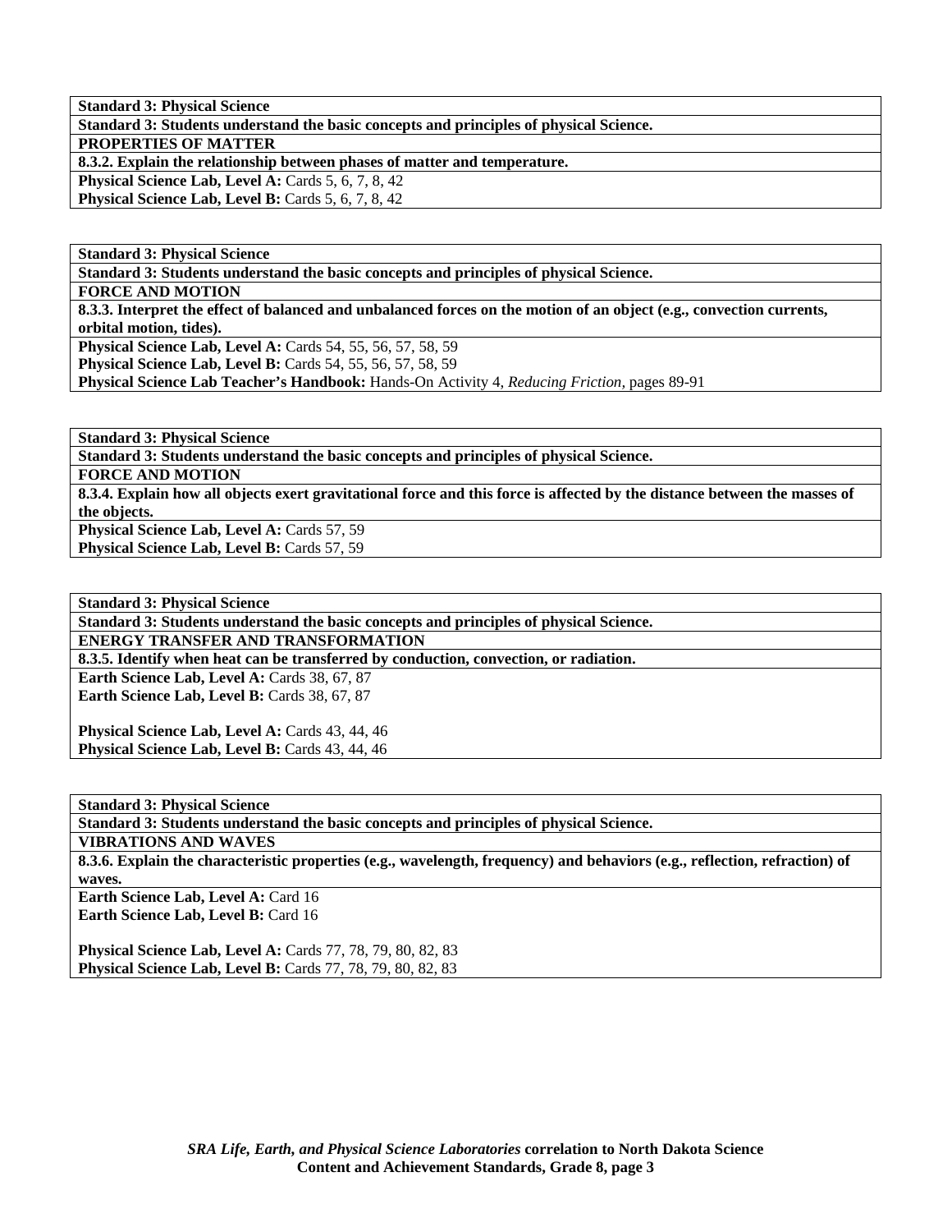**Standard 3: Physical Science**

**Standard 3: Students understand the basic concepts and principles of physical Science.**

**PROPERTIES OF MATTER**

**8.3.2. Explain the relationship between phases of matter and temperature.**

**Physical Science Lab, Level A:** Cards 5, 6, 7, 8, 42
**Physical Science Lab, Level B:** Cards 5, 6, 7, 8, 42

**Standard 3: Physical Science**

**Standard 3: Students understand the basic concepts and principles of physical Science.**

**FORCE AND MOTION**

**8.3.3. Interpret the effect of balanced and unbalanced forces on the motion of an object (e.g., convection currents, orbital motion, tides).**

**Physical Science Lab, Level A:** Cards 54, 55, 56, 57, 58, 59
**Physical Science Lab, Level B:** Cards 54, 55, 56, 57, 58, 59
**Physical Science Lab Teacher's Handbook:** Hands-On Activity 4, *Reducing Friction,* pages 89-91

**Standard 3: Physical Science**

**Standard 3: Students understand the basic concepts and principles of physical Science.**

**FORCE AND MOTION**

**8.3.4. Explain how all objects exert gravitational force and this force is affected by the distance between the masses of the objects.**

**Physical Science Lab, Level A:** Cards 57, 59
**Physical Science Lab, Level B:** Cards 57, 59

**Standard 3: Physical Science**

**Standard 3: Students understand the basic concepts and principles of physical Science.**

**ENERGY TRANSFER AND TRANSFORMATION**

**8.3.5. Identify when heat can be transferred by conduction, convection, or radiation.**

**Earth Science Lab, Level A:** Cards 38, 67, 87
**Earth Science Lab, Level B:** Cards 38, 67, 87

**Physical Science Lab, Level A:** Cards 43, 44, 46
**Physical Science Lab, Level B:** Cards 43, 44, 46

**Standard 3: Physical Science**

**Standard 3: Students understand the basic concepts and principles of physical Science.**

**VIBRATIONS AND WAVES**

**8.3.6. Explain the characteristic properties (e.g., wavelength, frequency) and behaviors (e.g., reflection, refraction) of waves.**

**Earth Science Lab, Level A:** Card 16
**Earth Science Lab, Level B:** Card 16

**Physical Science Lab, Level A:** Cards 77, 78, 79, 80, 82, 83
**Physical Science Lab, Level B:** Cards 77, 78, 79, 80, 82, 83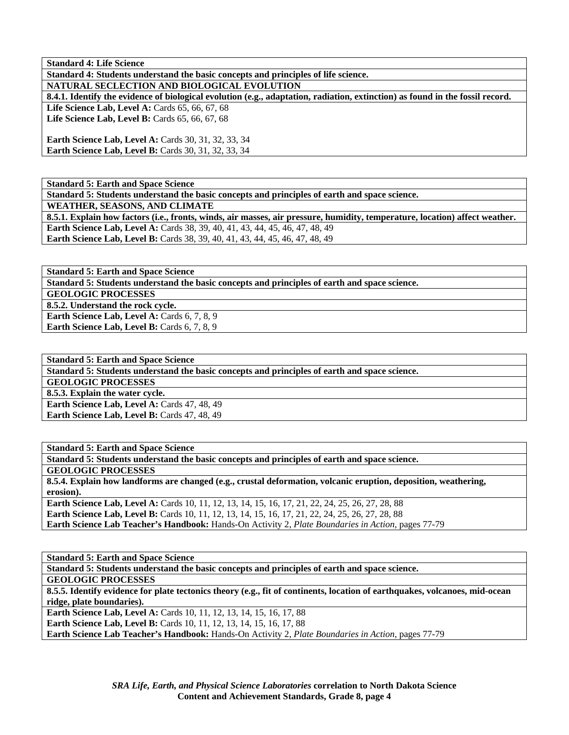**Standard 4: Life Science**

**Standard 4: Students understand the basic concepts and principles of life science.**

**NATURAL SECLECTION AND BIOLOGICAL EVOLUTION**

**8.4.1. Identify the evidence of biological evolution (e.g., adaptation, radiation, extinction) as found in the fossil record.**

**Life Science Lab, Level A:** Cards 65, 66, 67, 68
**Life Science Lab, Level B:** Cards 65, 66, 67, 68

**Earth Science Lab, Level A:** Cards 30, 31, 32, 33, 34
**Earth Science Lab, Level B:** Cards 30, 31, 32, 33, 34

**Standard 5: Earth and Space Science**

**Standard 5: Students understand the basic concepts and principles of earth and space science.**

**WEATHER, SEASONS, AND CLIMATE**

**8.5.1. Explain how factors (i.e., fronts, winds, air masses, air pressure, humidity, temperature, location) affect weather.**

**Earth Science Lab, Level A:** Cards 38, 39, 40, 41, 43, 44, 45, 46, 47, 48, 49
**Earth Science Lab, Level B:** Cards 38, 39, 40, 41, 43, 44, 45, 46, 47, 48, 49

**Standard 5: Earth and Space Science**

**Standard 5: Students understand the basic concepts and principles of earth and space science.**

**GEOLOGIC PROCESSES**

**8.5.2. Understand the rock cycle.**

**Earth Science Lab, Level A:** Cards 6, 7, 8, 9
**Earth Science Lab, Level B:** Cards 6, 7, 8, 9

**Standard 5: Earth and Space Science**

**Standard 5: Students understand the basic concepts and principles of earth and space science.**

**GEOLOGIC PROCESSES**

**8.5.3. Explain the water cycle.**

**Earth Science Lab, Level A:** Cards 47, 48, 49
**Earth Science Lab, Level B:** Cards 47, 48, 49

**Standard 5: Earth and Space Science**

**Standard 5: Students understand the basic concepts and principles of earth and space science.**

**GEOLOGIC PROCESSES**

**8.5.4. Explain how landforms are changed (e.g., crustal deformation, volcanic eruption, deposition, weathering, erosion).**

**Earth Science Lab, Level A:** Cards 10, 11, 12, 13, 14, 15, 16, 17, 21, 22, 24, 25, 26, 27, 28, 88
**Earth Science Lab, Level B:** Cards 10, 11, 12, 13, 14, 15, 16, 17, 21, 22, 24, 25, 26, 27, 28, 88
**Earth Science Lab Teacher's Handbook:** Hands-On Activity 2, *Plate Boundaries in Action,* pages 77-79

**Standard 5: Earth and Space Science**

**Standard 5: Students understand the basic concepts and principles of earth and space science.**

**GEOLOGIC PROCESSES**

**8.5.5. Identify evidence for plate tectonics theory (e.g., fit of continents, location of earthquakes, volcanoes, mid-ocean ridge, plate boundaries).**

**Earth Science Lab, Level A:** Cards 10, 11, 12, 13, 14, 15, 16, 17, 88
**Earth Science Lab, Level B:** Cards 10, 11, 12, 13, 14, 15, 16, 17, 88
**Earth Science Lab Teacher's Handbook:** Hands-On Activity 2, *Plate Boundaries in Action,* pages 77-79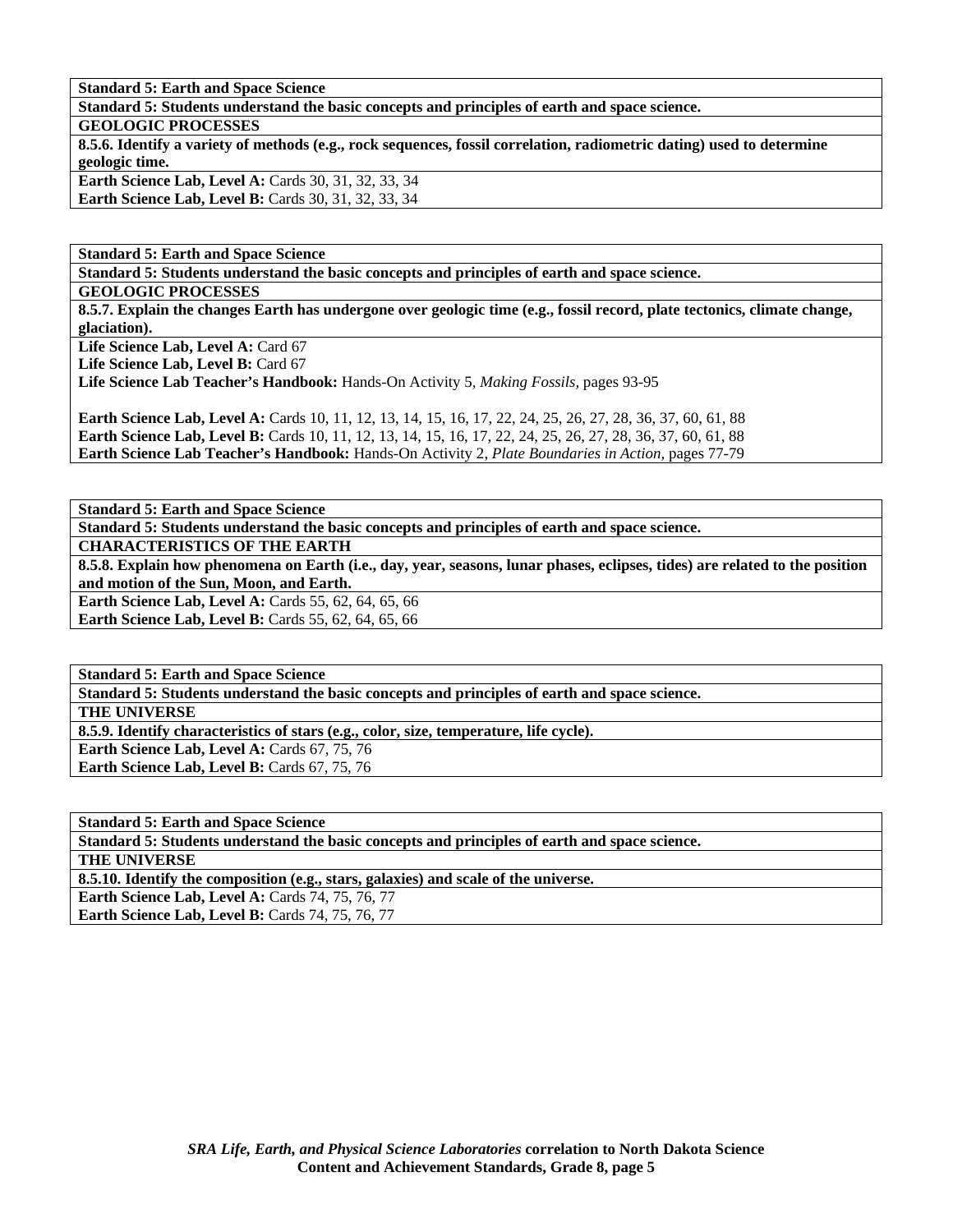**Standard 5: Earth and Space Science**

**Standard 5: Students understand the basic concepts and principles of earth and space science.**

**GEOLOGIC PROCESSES**

**8.5.6. Identify a variety of methods (e.g., rock sequences, fossil correlation, radiometric dating) used to determine geologic time.**

**Earth Science Lab, Level A:** Cards 30, 31, 32, 33, 34
**Earth Science Lab, Level B:** Cards 30, 31, 32, 33, 34

---

**Standard 5: Earth and Space Science**

**Standard 5: Students understand the basic concepts and principles of earth and space science.**

**GEOLOGIC PROCESSES**

**8.5.7. Explain the changes Earth has undergone over geologic time (e.g., fossil record, plate tectonics, climate change, glaciation).**

**Life Science Lab, Level A:** Card 67
**Life Science Lab, Level B:** Card 67
**Life Science Lab Teacher's Handbook:** Hands-On Activity 5, *Making Fossils,* pages 93-95

**Earth Science Lab, Level A:** Cards 10, 11, 12, 13, 14, 15, 16, 17, 22, 24, 25, 26, 27, 28, 36, 37, 60, 61, 88
**Earth Science Lab, Level B:** Cards 10, 11, 12, 13, 14, 15, 16, 17, 22, 24, 25, 26, 27, 28, 36, 37, 60, 61, 88
**Earth Science Lab Teacher's Handbook:** Hands-On Activity 2, *Plate Boundaries in Action,* pages 77-79

---

**Standard 5: Earth and Space Science**

**Standard 5: Students understand the basic concepts and principles of earth and space science.**

**CHARACTERISTICS OF THE EARTH**

**8.5.8. Explain how phenomena on Earth (i.e., day, year, seasons, lunar phases, eclipses, tides) are related to the position and motion of the Sun, Moon, and Earth.**

**Earth Science Lab, Level A:** Cards 55, 62, 64, 65, 66
**Earth Science Lab, Level B:** Cards 55, 62, 64, 65, 66

---

**Standard 5: Earth and Space Science**

**Standard 5: Students understand the basic concepts and principles of earth and space science.**

**THE UNIVERSE**

**8.5.9. Identify characteristics of stars (e.g., color, size, temperature, life cycle).**

**Earth Science Lab, Level A:** Cards 67, 75, 76
**Earth Science Lab, Level B:** Cards 67, 75, 76

---

**Standard 5: Earth and Space Science**

**Standard 5: Students understand the basic concepts and principles of earth and space science.**

**THE UNIVERSE**

**8.5.10. Identify the composition (e.g., stars, galaxies) and scale of the universe.**

**Earth Science Lab, Level A:** Cards 74, 75, 76, 77
**Earth Science Lab, Level B:** Cards 74, 75, 76, 77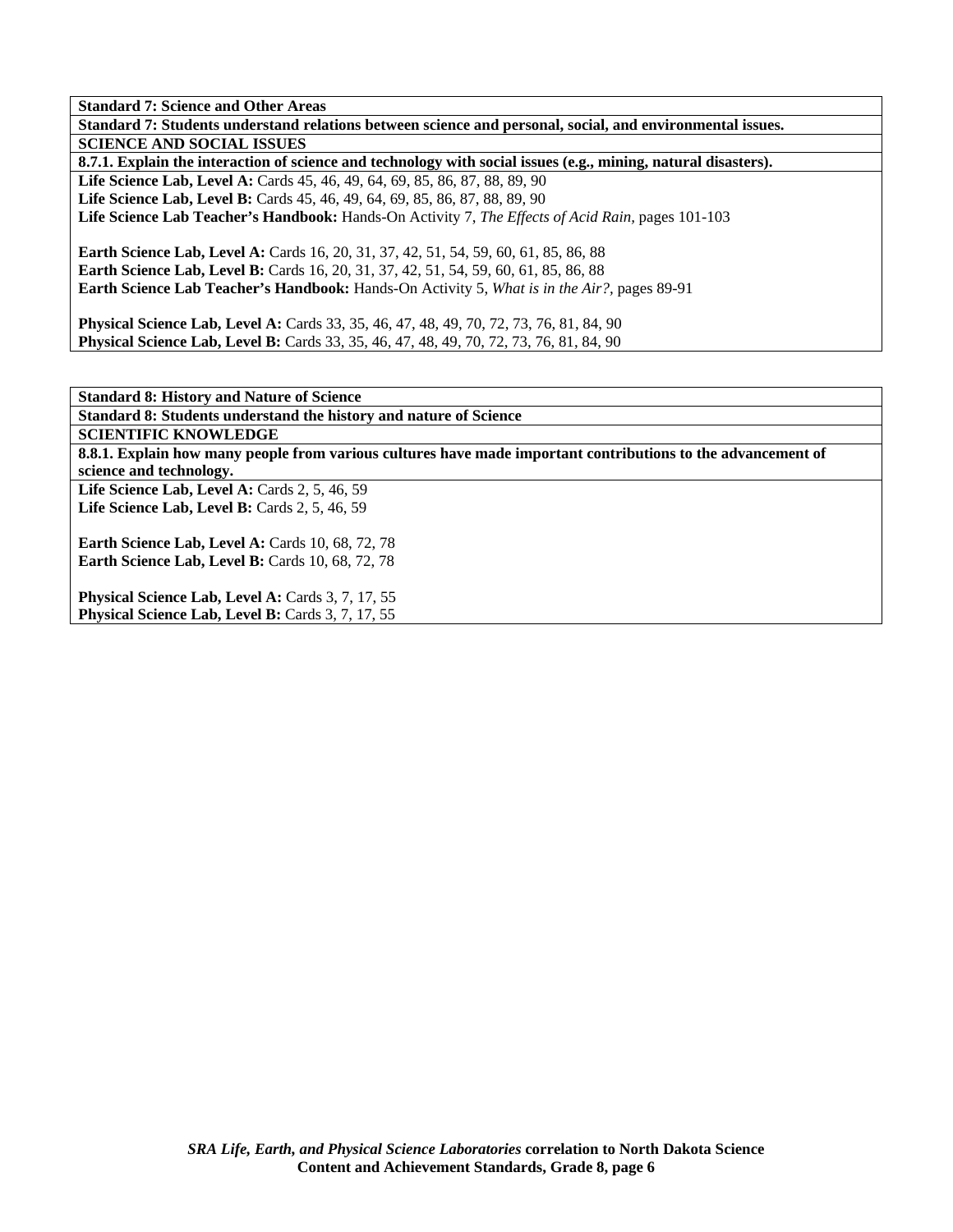**Standard 7: Science and Other Areas**

**Standard 7: Students understand relations between science and personal, social, and environmental issues.**

**SCIENCE AND SOCIAL ISSUES**

**8.7.1. Explain the interaction of science and technology with social issues (e.g., mining, natural disasters).**

**Life Science Lab, Level A:** Cards 45, 46, 49, 64, 69, 85, 86, 87, 88, 89, 90
**Life Science Lab, Level B:** Cards 45, 46, 49, 64, 69, 85, 86, 87, 88, 89, 90
**Life Science Lab Teacher's Handbook:** Hands-On Activity 7, *The Effects of Acid Rain,* pages 101-103

**Earth Science Lab, Level A:** Cards 16, 20, 31, 37, 42, 51, 54, 59, 60, 61, 85, 86, 88
**Earth Science Lab, Level B:** Cards 16, 20, 31, 37, 42, 51, 54, 59, 60, 61, 85, 86, 88
**Earth Science Lab Teacher's Handbook:** Hands-On Activity 5, *What is in the Air?,* pages 89-91

**Physical Science Lab, Level A:** Cards 33, 35, 46, 47, 48, 49, 70, 72, 73, 76, 81, 84, 90
**Physical Science Lab, Level B:** Cards 33, 35, 46, 47, 48, 49, 70, 72, 73, 76, 81, 84, 90

**Standard 8: History and Nature of Science**

**Standard 8: Students understand the history and nature of Science**

**SCIENTIFIC KNOWLEDGE**

**8.8.1. Explain how many people from various cultures have made important contributions to the advancement of science and technology.**

**Life Science Lab, Level A:** Cards 2, 5, 46, 59
**Life Science Lab, Level B:** Cards 2, 5, 46, 59

**Earth Science Lab, Level A:** Cards 10, 68, 72, 78
**Earth Science Lab, Level B:** Cards 10, 68, 72, 78

**Physical Science Lab, Level A:** Cards 3, 7, 17, 55
**Physical Science Lab, Level B:** Cards 3, 7, 17, 55